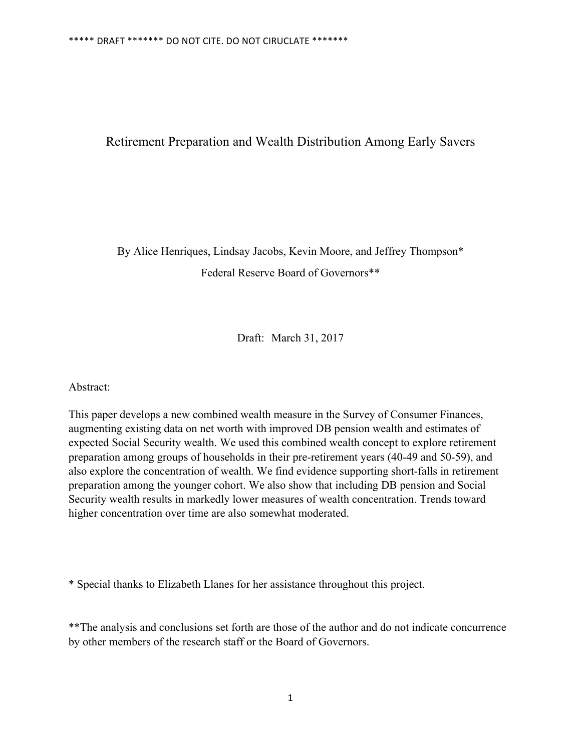***** DRAFT ******* DO NOT CITE. DO NOT CIRUCLATE *******

# Retirement Preparation and Wealth Distribution Among Early Savers

By Alice Henriques, Lindsay Jacobs, Kevin Moore, and Jeffrey Thompson*

Federal Reserve Board of Governors**

Draft: March 31, 2017

Abstract:

This paper develops a new combined wealth measure in the Survey of Consumer Finances, augmenting existing data on net worth with improved DB pension wealth and estimates of expected Social Security wealth. We used this combined wealth concept to explore retirement preparation among groups of households in their pre-retirement years (40-49 and 50-59), and also explore the concentration of wealth. We find evidence supporting short-falls in retirement preparation among the younger cohort. We also show that including DB pension and Social Security wealth results in markedly lower measures of wealth concentration. Trends toward higher concentration over time are also somewhat moderated.

* Special thanks to Elizabeth Llanes for her assistance throughout this project.

**The analysis and conclusions set forth are those of the author and do not indicate concurrence by other members of the research staff or the Board of Governors.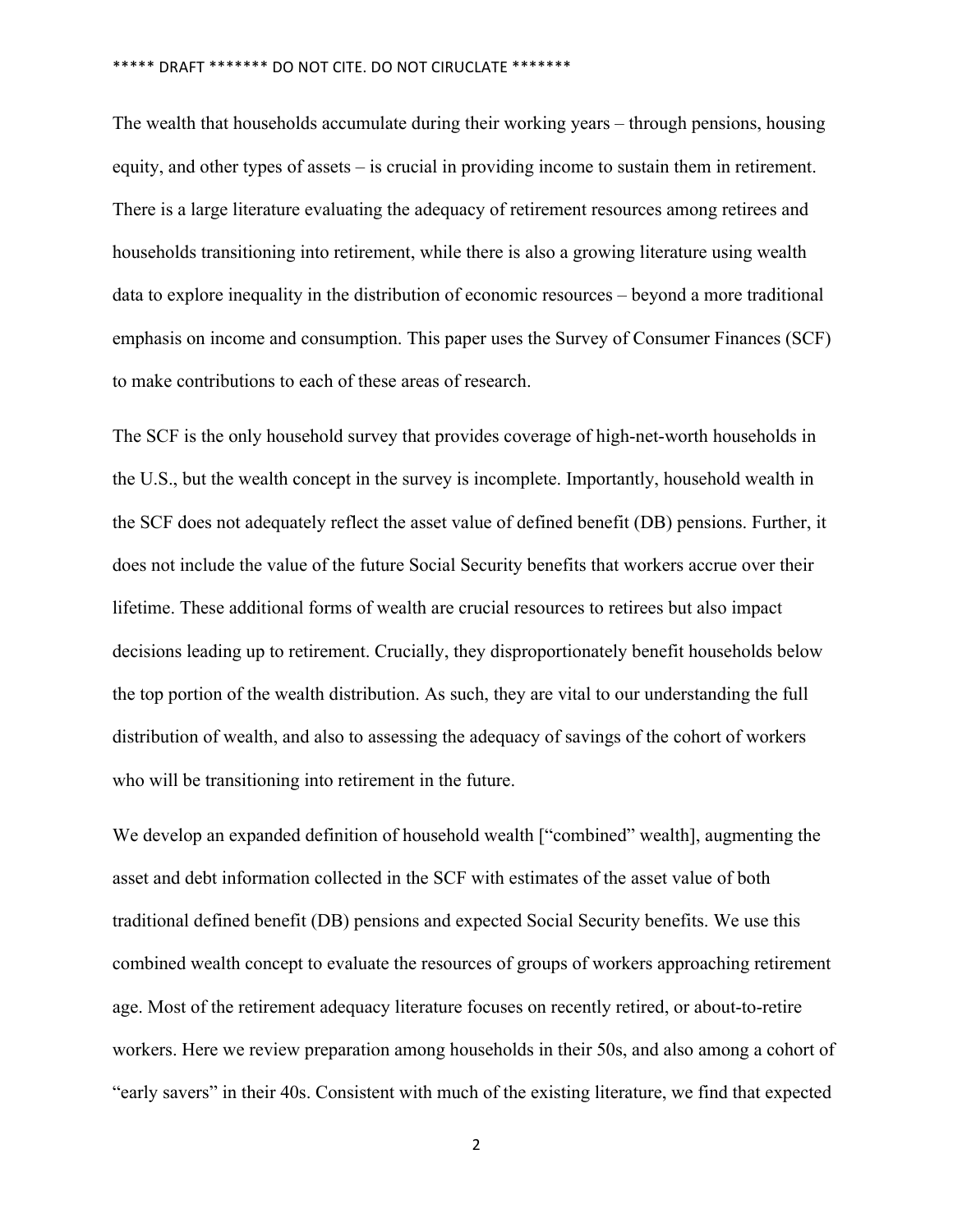The wealth that households accumulate during their working years – through pensions, housing equity, and other types of assets – is crucial in providing income to sustain them in retirement. There is a large literature evaluating the adequacy of retirement resources among retirees and households transitioning into retirement, while there is also a growing literature using wealth data to explore inequality in the distribution of economic resources – beyond a more traditional emphasis on income and consumption. This paper uses the Survey of Consumer Finances (SCF) to make contributions to each of these areas of research.

The SCF is the only household survey that provides coverage of high-net-worth households in the U.S., but the wealth concept in the survey is incomplete. Importantly, household wealth in the SCF does not adequately reflect the asset value of defined benefit (DB) pensions. Further, it does not include the value of the future Social Security benefits that workers accrue over their lifetime. These additional forms of wealth are crucial resources to retirees but also impact decisions leading up to retirement. Crucially, they disproportionately benefit households below the top portion of the wealth distribution. As such, they are vital to our understanding the full distribution of wealth, and also to assessing the adequacy of savings of the cohort of workers who will be transitioning into retirement in the future.

We develop an expanded definition of household wealth ["combined" wealth], augmenting the asset and debt information collected in the SCF with estimates of the asset value of both traditional defined benefit (DB) pensions and expected Social Security benefits. We use this combined wealth concept to evaluate the resources of groups of workers approaching retirement age. Most of the retirement adequacy literature focuses on recently retired, or about-to-retire workers. Here we review preparation among households in their 50s, and also among a cohort of "early savers" in their 40s. Consistent with much of the existing literature, we find that expected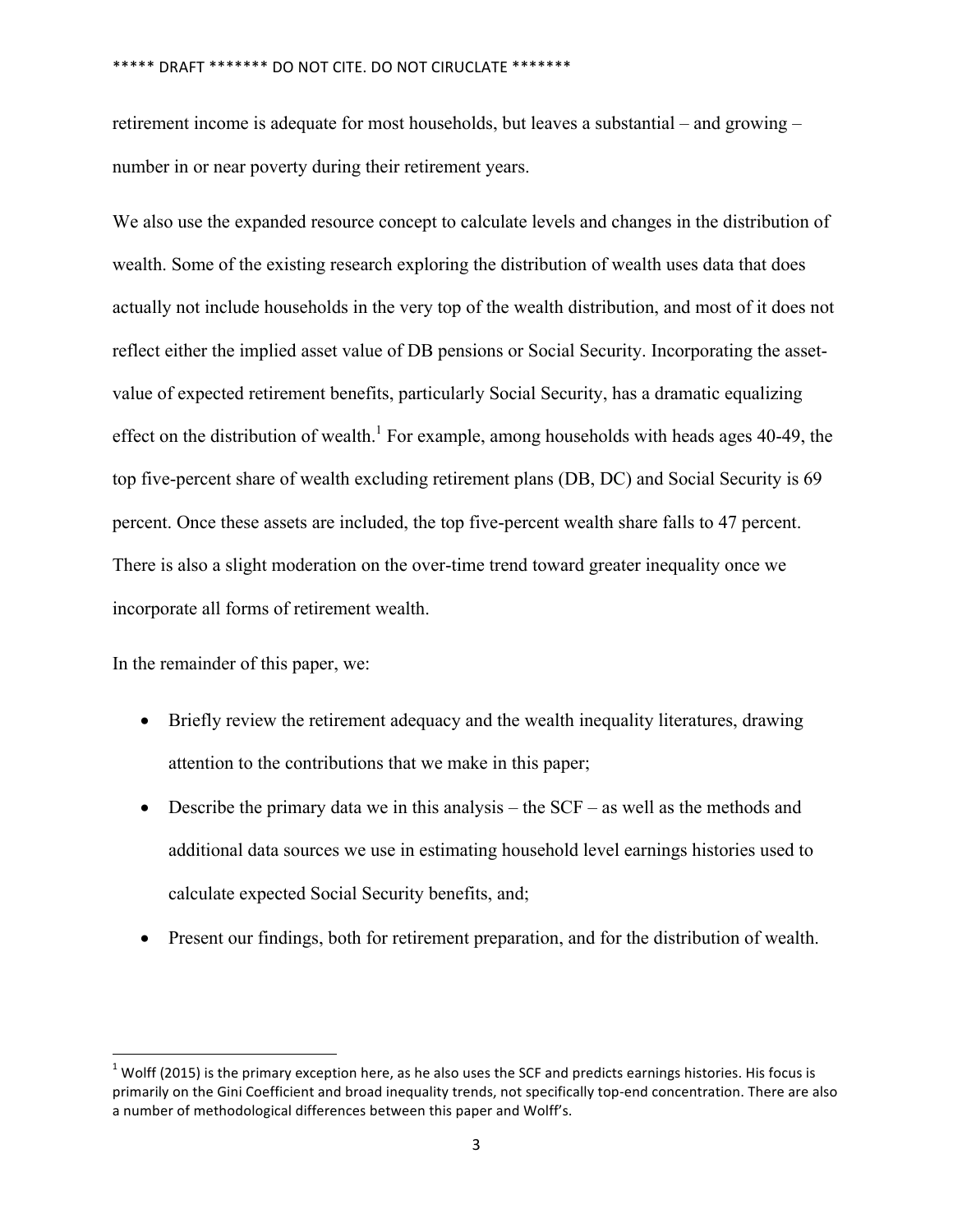retirement income is adequate for most households, but leaves a substantial – and growing – number in or near poverty during their retirement years.

We also use the expanded resource concept to calculate levels and changes in the distribution of wealth. Some of the existing research exploring the distribution of wealth uses data that does actually not include households in the very top of the wealth distribution, and most of it does not reflect either the implied asset value of DB pensions or Social Security. Incorporating the asset-value of expected retirement benefits, particularly Social Security, has a dramatic equalizing effect on the distribution of wealth.[1] For example, among households with heads ages 40-49, the top five-percent share of wealth excluding retirement plans (DB, DC) and Social Security is 69 percent. Once these assets are included, the top five-percent wealth share falls to 47 percent. There is also a slight moderation on the over-time trend toward greater inequality once we incorporate all forms of retirement wealth.

In the remainder of this paper, we:

- Briefly review the retirement adequacy and the wealth inequality literatures, drawing attention to the contributions that we make in this paper;
- Describe the primary data we in this analysis – the SCF – as well as the methods and additional data sources we use in estimating household level earnings histories used to calculate expected Social Security benefits, and;
- Present our findings, both for retirement preparation, and for the distribution of wealth.

[1] Wolff (2015) is the primary exception here, as he also uses the SCF and predicts earnings histories. His focus is primarily on the Gini Coefficient and broad inequality trends, not specifically top-end concentration. There are also a number of methodological differences between this paper and Wolff's.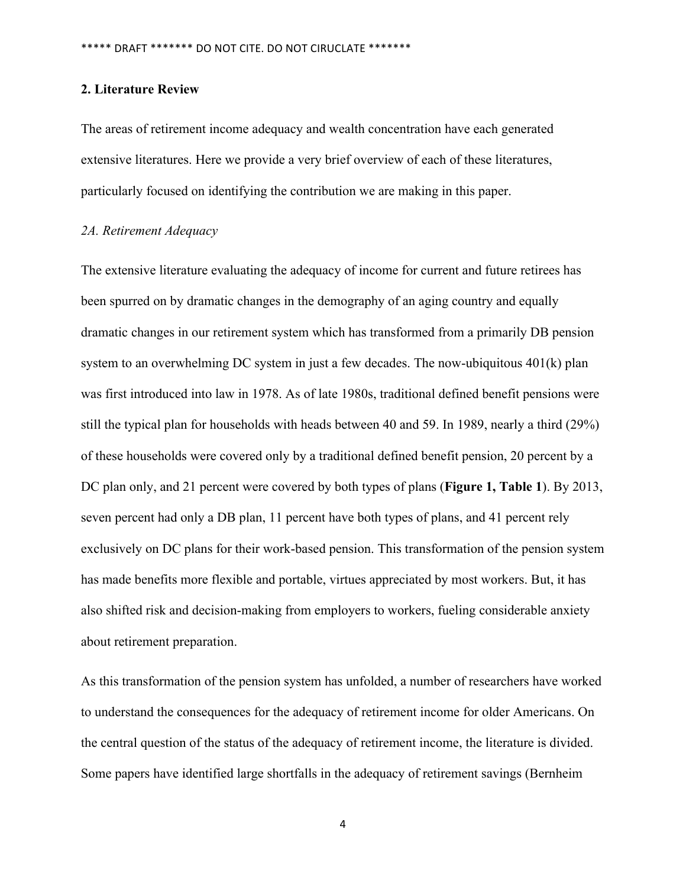## 2. Literature Review

The areas of retirement income adequacy and wealth concentration have each generated extensive literatures. Here we provide a very brief overview of each of these literatures, particularly focused on identifying the contribution we are making in this paper.

### *2A. Retirement Adequacy*

The extensive literature evaluating the adequacy of income for current and future retirees has been spurred on by dramatic changes in the demography of an aging country and equally dramatic changes in our retirement system which has transformed from a primarily DB pension system to an overwhelming DC system in just a few decades. The now-ubiquitous 401(k) plan was first introduced into law in 1978. As of late 1980s, traditional defined benefit pensions were still the typical plan for households with heads between 40 and 59. In 1989, nearly a third (29%) of these households were covered only by a traditional defined benefit pension, 20 percent by a DC plan only, and 21 percent were covered by both types of plans (**Figure 1, Table 1**). By 2013, seven percent had only a DB plan, 11 percent have both types of plans, and 41 percent rely exclusively on DC plans for their work-based pension. This transformation of the pension system has made benefits more flexible and portable, virtues appreciated by most workers. But, it has also shifted risk and decision-making from employers to workers, fueling considerable anxiety about retirement preparation.

As this transformation of the pension system has unfolded, a number of researchers have worked to understand the consequences for the adequacy of retirement income for older Americans. On the central question of the status of the adequacy of retirement income, the literature is divided. Some papers have identified large shortfalls in the adequacy of retirement savings (Bernheim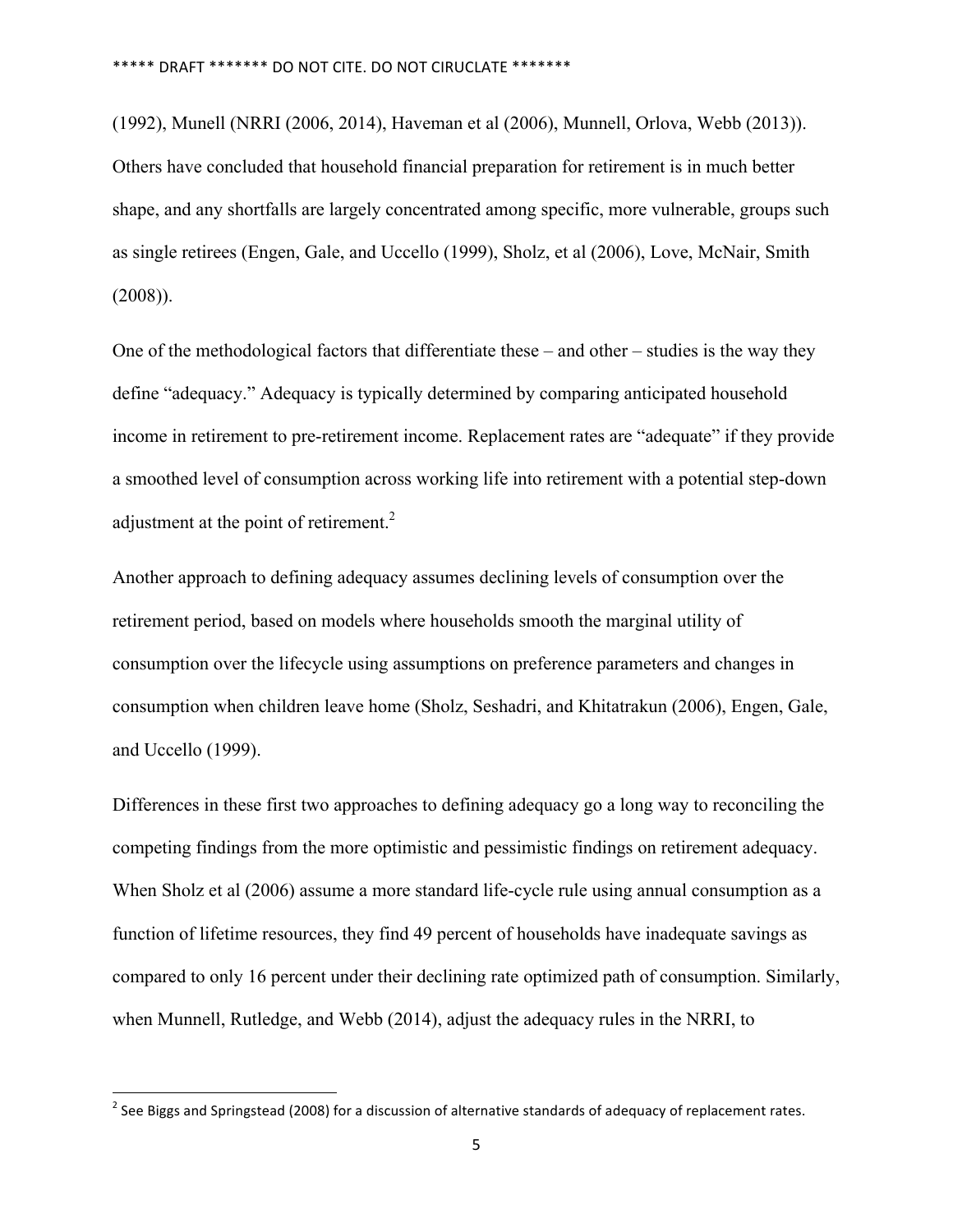(1992), Munell (NRRI (2006, 2014), Haveman et al (2006), Munnell, Orlova, Webb (2013)). Others have concluded that household financial preparation for retirement is in much better shape, and any shortfalls are largely concentrated among specific, more vulnerable, groups such as single retirees (Engen, Gale, and Uccello (1999), Sholz, et al (2006), Love, McNair, Smith (2008)).

One of the methodological factors that differentiate these – and other – studies is the way they define "adequacy." Adequacy is typically determined by comparing anticipated household income in retirement to pre-retirement income. Replacement rates are "adequate" if they provide a smoothed level of consumption across working life into retirement with a potential step-down adjustment at the point of retirement.[2]

Another approach to defining adequacy assumes declining levels of consumption over the retirement period, based on models where households smooth the marginal utility of consumption over the lifecycle using assumptions on preference parameters and changes in consumption when children leave home (Sholz, Seshadri, and Khitatrakun (2006), Engen, Gale, and Uccello (1999).

Differences in these first two approaches to defining adequacy go a long way to reconciling the competing findings from the more optimistic and pessimistic findings on retirement adequacy. When Sholz et al (2006) assume a more standard life-cycle rule using annual consumption as a function of lifetime resources, they find 49 percent of households have inadequate savings as compared to only 16 percent under their declining rate optimized path of consumption. Similarly, when Munnell, Rutledge, and Webb (2014), adjust the adequacy rules in the NRRI, to

[2] See Biggs and Springstead (2008) for a discussion of alternative standards of adequacy of replacement rates.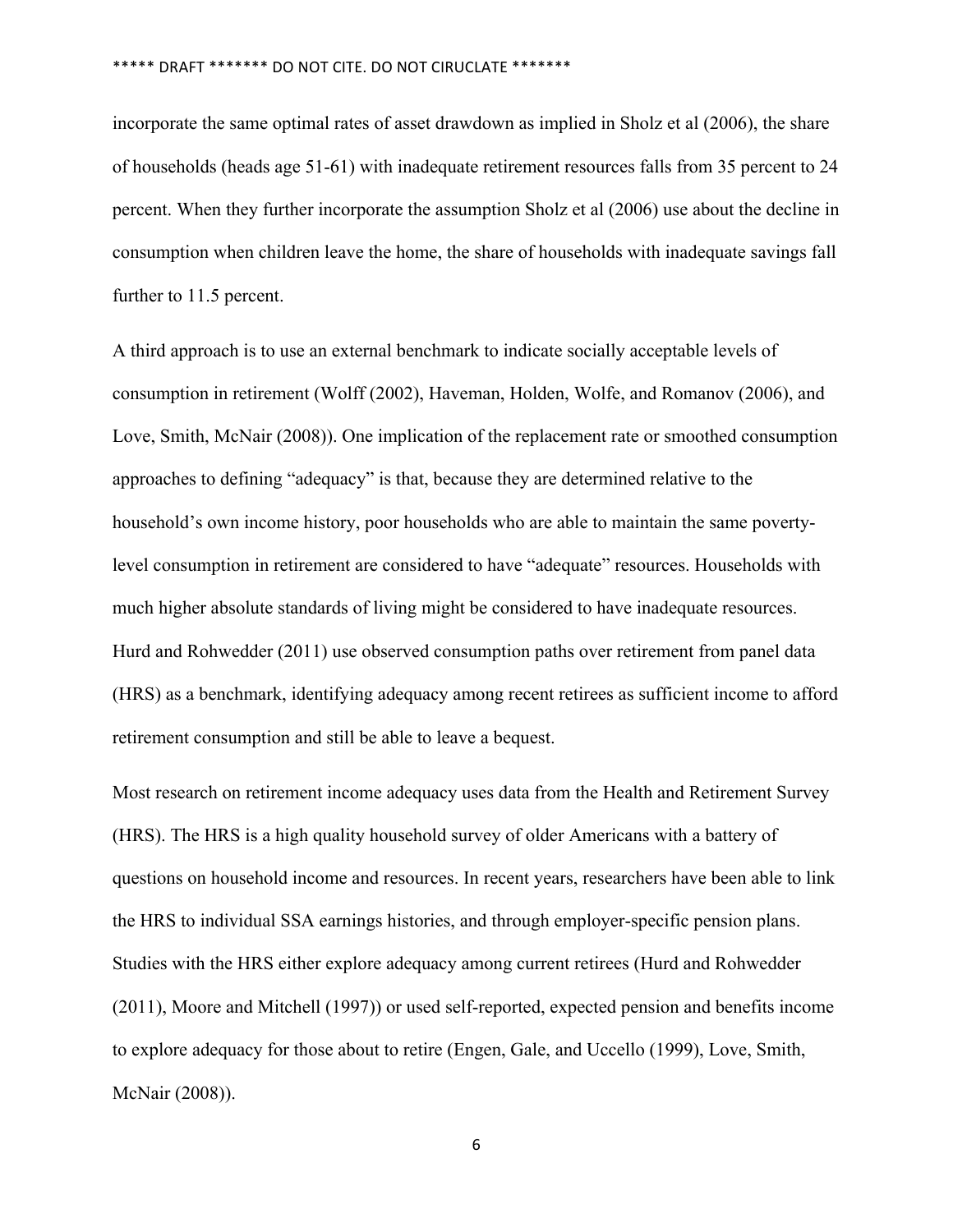incorporate the same optimal rates of asset drawdown as implied in Sholz et al (2006), the share of households (heads age 51-61) with inadequate retirement resources falls from 35 percent to 24 percent. When they further incorporate the assumption Sholz et al (2006) use about the decline in consumption when children leave the home, the share of households with inadequate savings fall further to 11.5 percent.

A third approach is to use an external benchmark to indicate socially acceptable levels of consumption in retirement (Wolff (2002), Haveman, Holden, Wolfe, and Romanov (2006), and Love, Smith, McNair (2008)). One implication of the replacement rate or smoothed consumption approaches to defining "adequacy" is that, because they are determined relative to the household's own income history, poor households who are able to maintain the same poverty-level consumption in retirement are considered to have "adequate" resources. Households with much higher absolute standards of living might be considered to have inadequate resources. Hurd and Rohwedder (2011) use observed consumption paths over retirement from panel data (HRS) as a benchmark, identifying adequacy among recent retirees as sufficient income to afford retirement consumption and still be able to leave a bequest.

Most research on retirement income adequacy uses data from the Health and Retirement Survey (HRS). The HRS is a high quality household survey of older Americans with a battery of questions on household income and resources. In recent years, researchers have been able to link the HRS to individual SSA earnings histories, and through employer-specific pension plans. Studies with the HRS either explore adequacy among current retirees (Hurd and Rohwedder (2011), Moore and Mitchell (1997)) or used self-reported, expected pension and benefits income to explore adequacy for those about to retire (Engen, Gale, and Uccello (1999), Love, Smith, McNair (2008)).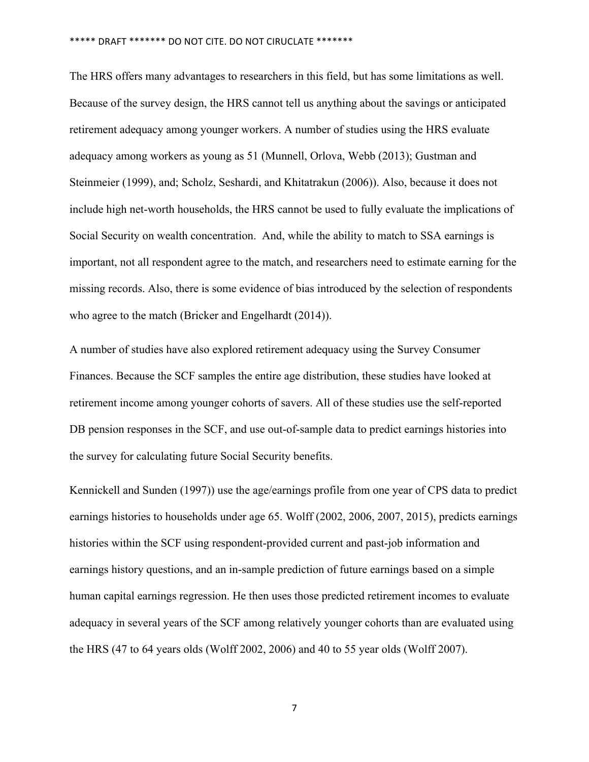The HRS offers many advantages to researchers in this field, but has some limitations as well. Because of the survey design, the HRS cannot tell us anything about the savings or anticipated retirement adequacy among younger workers. A number of studies using the HRS evaluate adequacy among workers as young as 51 (Munnell, Orlova, Webb (2013); Gustman and Steinmeier (1999), and; Scholz, Seshardi, and Khitatrakun (2006)). Also, because it does not include high net-worth households, the HRS cannot be used to fully evaluate the implications of Social Security on wealth concentration. And, while the ability to match to SSA earnings is important, not all respondent agree to the match, and researchers need to estimate earning for the missing records. Also, there is some evidence of bias introduced by the selection of respondents who agree to the match (Bricker and Engelhardt (2014)).

A number of studies have also explored retirement adequacy using the Survey Consumer Finances. Because the SCF samples the entire age distribution, these studies have looked at retirement income among younger cohorts of savers. All of these studies use the self-reported DB pension responses in the SCF, and use out-of-sample data to predict earnings histories into the survey for calculating future Social Security benefits.

Kennickell and Sunden (1997)) use the age/earnings profile from one year of CPS data to predict earnings histories to households under age 65. Wolff (2002, 2006, 2007, 2015), predicts earnings histories within the SCF using respondent-provided current and past-job information and earnings history questions, and an in-sample prediction of future earnings based on a simple human capital earnings regression. He then uses those predicted retirement incomes to evaluate adequacy in several years of the SCF among relatively younger cohorts than are evaluated using the HRS (47 to 64 years olds (Wolff 2002, 2006) and 40 to 55 year olds (Wolff 2007).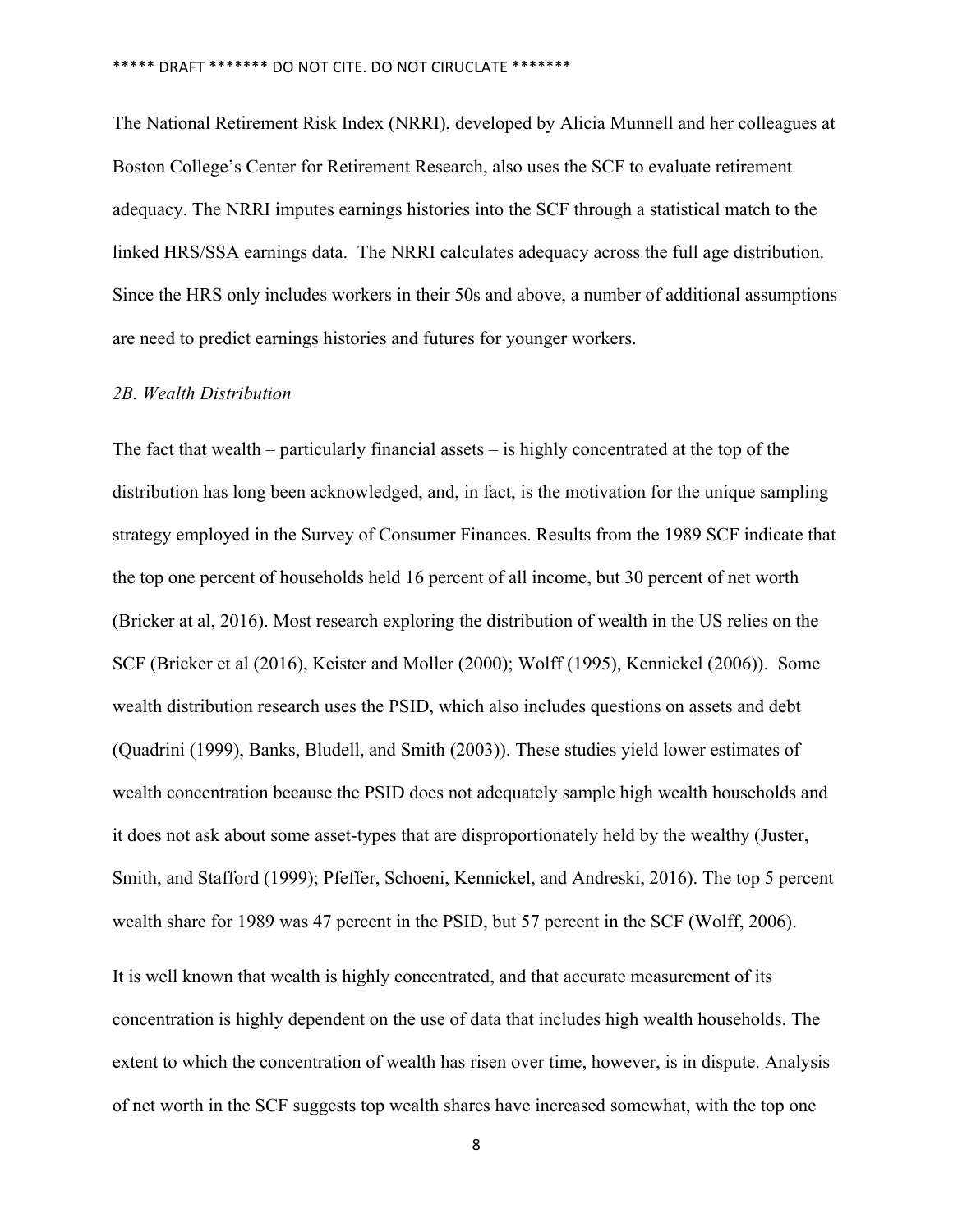The National Retirement Risk Index (NRRI), developed by Alicia Munnell and her colleagues at Boston College's Center for Retirement Research, also uses the SCF to evaluate retirement adequacy. The NRRI imputes earnings histories into the SCF through a statistical match to the linked HRS/SSA earnings data. The NRRI calculates adequacy across the full age distribution. Since the HRS only includes workers in their 50s and above, a number of additional assumptions are need to predict earnings histories and futures for younger workers.

*2B. Wealth Distribution*

The fact that wealth – particularly financial assets – is highly concentrated at the top of the distribution has long been acknowledged, and, in fact, is the motivation for the unique sampling strategy employed in the Survey of Consumer Finances. Results from the 1989 SCF indicate that the top one percent of households held 16 percent of all income, but 30 percent of net worth (Bricker at al, 2016). Most research exploring the distribution of wealth in the US relies on the SCF (Bricker et al (2016), Keister and Moller (2000); Wolff (1995), Kennickel (2006)). Some wealth distribution research uses the PSID, which also includes questions on assets and debt (Quadrini (1999), Banks, Bludell, and Smith (2003)). These studies yield lower estimates of wealth concentration because the PSID does not adequately sample high wealth households and it does not ask about some asset-types that are disproportionately held by the wealthy (Juster, Smith, and Stafford (1999); Pfeffer, Schoeni, Kennickel, and Andreski, 2016). The top 5 percent wealth share for 1989 was 47 percent in the PSID, but 57 percent in the SCF (Wolff, 2006).

It is well known that wealth is highly concentrated, and that accurate measurement of its concentration is highly dependent on the use of data that includes high wealth households. The extent to which the concentration of wealth has risen over time, however, is in dispute. Analysis of net worth in the SCF suggests top wealth shares have increased somewhat, with the top one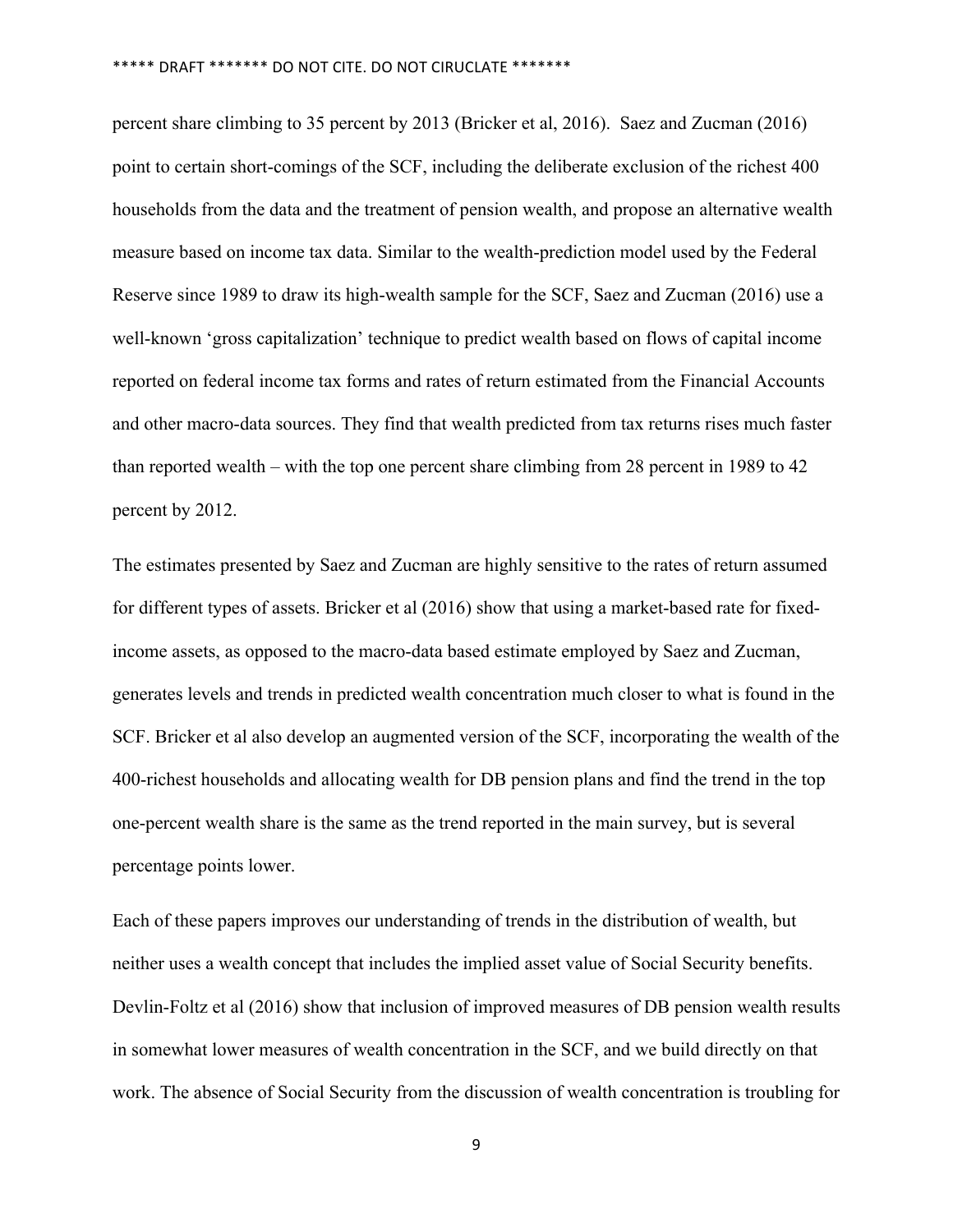percent share climbing to 35 percent by 2013 (Bricker et al, 2016). Saez and Zucman (2016) point to certain short-comings of the SCF, including the deliberate exclusion of the richest 400 households from the data and the treatment of pension wealth, and propose an alternative wealth measure based on income tax data. Similar to the wealth-prediction model used by the Federal Reserve since 1989 to draw its high-wealth sample for the SCF, Saez and Zucman (2016) use a well-known 'gross capitalization' technique to predict wealth based on flows of capital income reported on federal income tax forms and rates of return estimated from the Financial Accounts and other macro-data sources. They find that wealth predicted from tax returns rises much faster than reported wealth – with the top one percent share climbing from 28 percent in 1989 to 42 percent by 2012.

The estimates presented by Saez and Zucman are highly sensitive to the rates of return assumed for different types of assets. Bricker et al (2016) show that using a market-based rate for fixed-income assets, as opposed to the macro-data based estimate employed by Saez and Zucman, generates levels and trends in predicted wealth concentration much closer to what is found in the SCF. Bricker et al also develop an augmented version of the SCF, incorporating the wealth of the 400-richest households and allocating wealth for DB pension plans and find the trend in the top one-percent wealth share is the same as the trend reported in the main survey, but is several percentage points lower.

Each of these papers improves our understanding of trends in the distribution of wealth, but neither uses a wealth concept that includes the implied asset value of Social Security benefits. Devlin-Foltz et al (2016) show that inclusion of improved measures of DB pension wealth results in somewhat lower measures of wealth concentration in the SCF, and we build directly on that work. The absence of Social Security from the discussion of wealth concentration is troubling for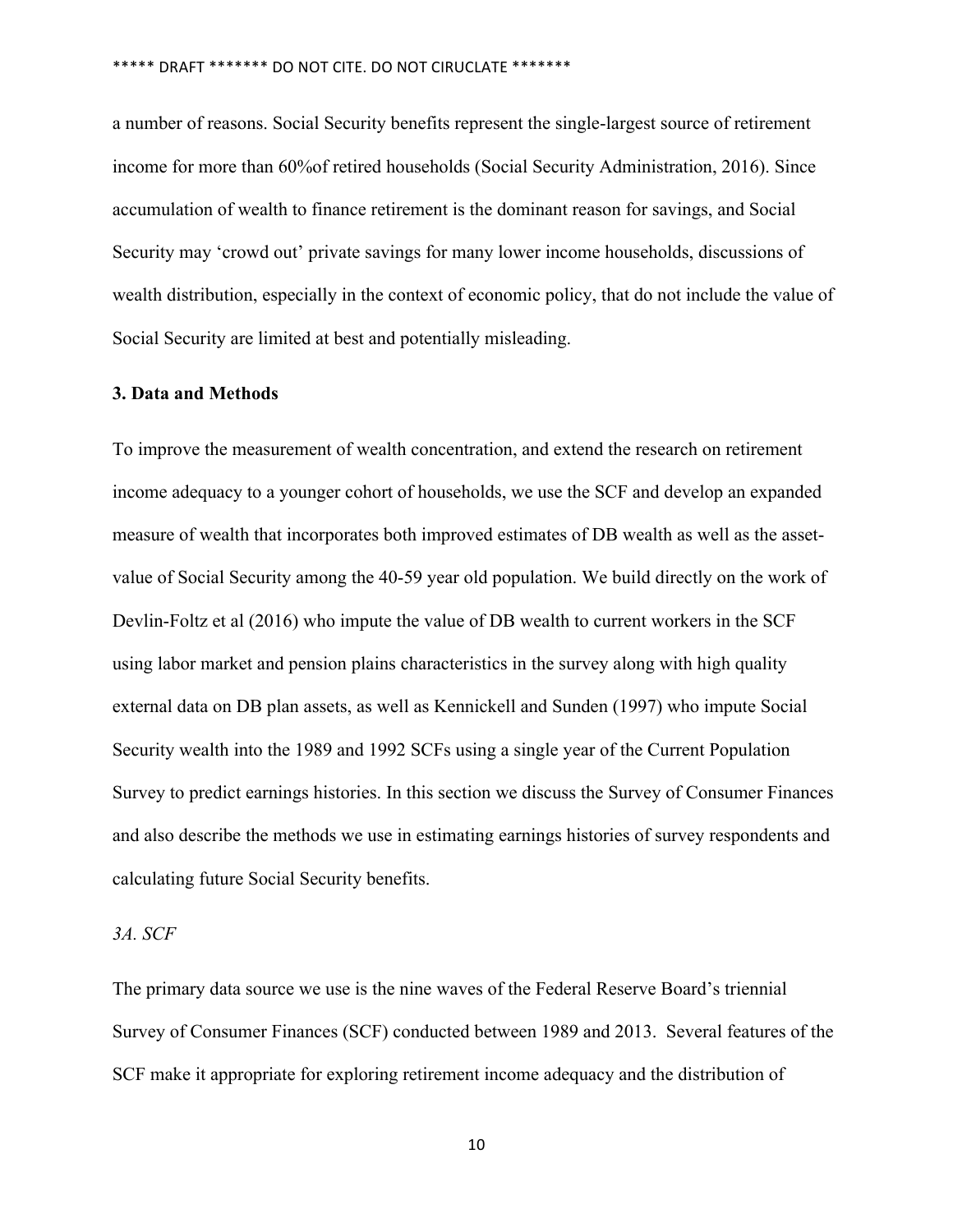a number of reasons. Social Security benefits represent the single-largest source of retirement income for more than 60%of retired households (Social Security Administration, 2016). Since accumulation of wealth to finance retirement is the dominant reason for savings, and Social Security may 'crowd out' private savings for many lower income households, discussions of wealth distribution, especially in the context of economic policy, that do not include the value of Social Security are limited at best and potentially misleading.

### 3. Data and Methods

To improve the measurement of wealth concentration, and extend the research on retirement income adequacy to a younger cohort of households, we use the SCF and develop an expanded measure of wealth that incorporates both improved estimates of DB wealth as well as the asset-value of Social Security among the 40-59 year old population. We build directly on the work of Devlin-Foltz et al (2016) who impute the value of DB wealth to current workers in the SCF using labor market and pension plains characteristics in the survey along with high quality external data on DB plan assets, as well as Kennickell and Sunden (1997) who impute Social Security wealth into the 1989 and 1992 SCFs using a single year of the Current Population Survey to predict earnings histories. In this section we discuss the Survey of Consumer Finances and also describe the methods we use in estimating earnings histories of survey respondents and calculating future Social Security benefits.

#### *3A. SCF*

The primary data source we use is the nine waves of the Federal Reserve Board's triennial Survey of Consumer Finances (SCF) conducted between 1989 and 2013. Several features of the SCF make it appropriate for exploring retirement income adequacy and the distribution of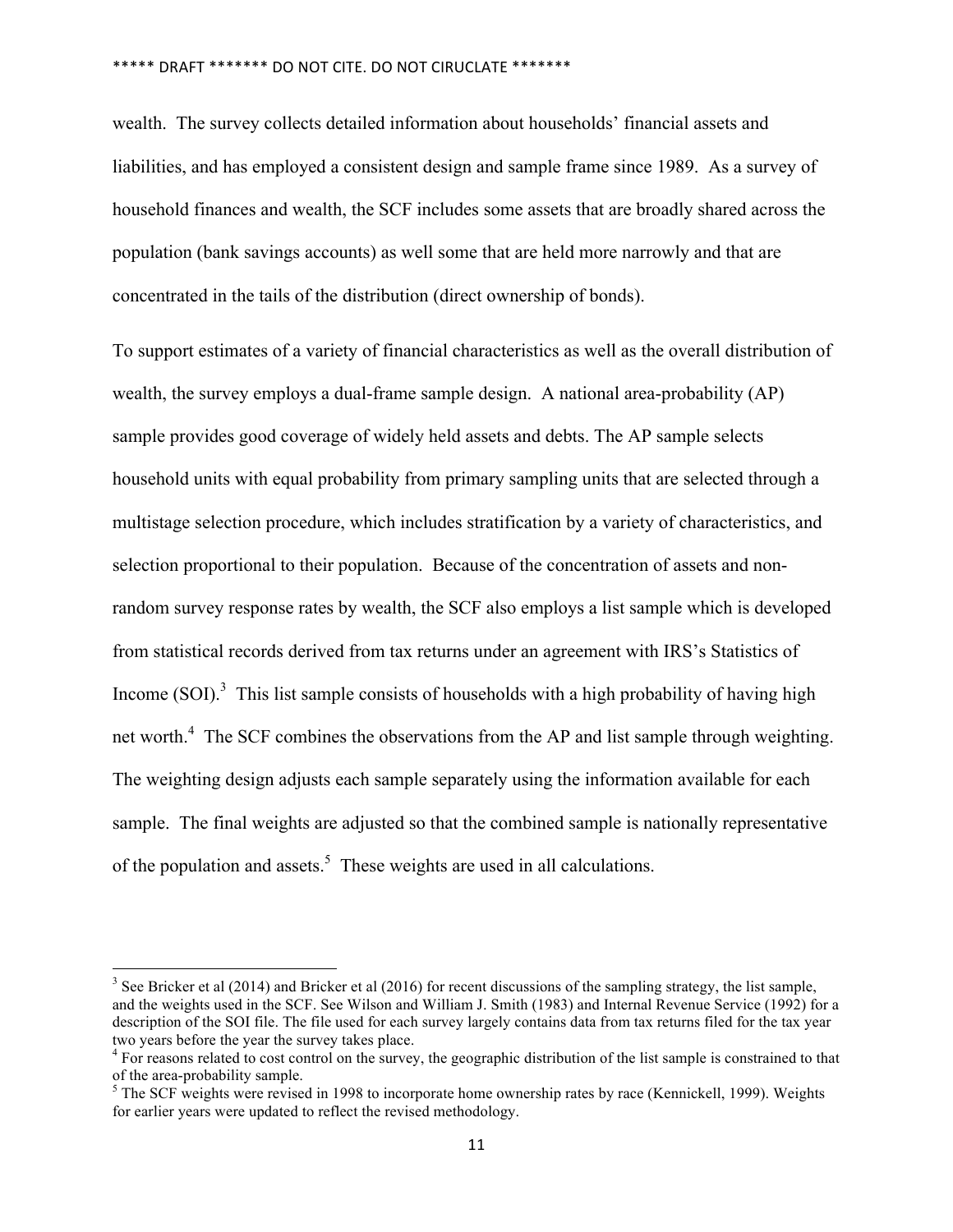wealth. The survey collects detailed information about households' financial assets and liabilities, and has employed a consistent design and sample frame since 1989. As a survey of household finances and wealth, the SCF includes some assets that are broadly shared across the population (bank savings accounts) as well some that are held more narrowly and that are concentrated in the tails of the distribution (direct ownership of bonds).

To support estimates of a variety of financial characteristics as well as the overall distribution of wealth, the survey employs a dual-frame sample design. A national area-probability (AP) sample provides good coverage of widely held assets and debts. The AP sample selects household units with equal probability from primary sampling units that are selected through a multistage selection procedure, which includes stratification by a variety of characteristics, and selection proportional to their population. Because of the concentration of assets and non-random survey response rates by wealth, the SCF also employs a list sample which is developed from statistical records derived from tax returns under an agreement with IRS's Statistics of Income (SOI).[3] This list sample consists of households with a high probability of having high net worth.[4] The SCF combines the observations from the AP and list sample through weighting. The weighting design adjusts each sample separately using the information available for each sample. The final weights are adjusted so that the combined sample is nationally representative of the population and assets.[5] These weights are used in all calculations.

[3] See Bricker et al (2014) and Bricker et al (2016) for recent discussions of the sampling strategy, the list sample, and the weights used in the SCF. See Wilson and William J. Smith (1983) and Internal Revenue Service (1992) for a description of the SOI file. The file used for each survey largely contains data from tax returns filed for the tax year two years before the year the survey takes place.

[4] For reasons related to cost control on the survey, the geographic distribution of the list sample is constrained to that of the area-probability sample.

[5] The SCF weights were revised in 1998 to incorporate home ownership rates by race (Kennickell, 1999). Weights for earlier years were updated to reflect the revised methodology.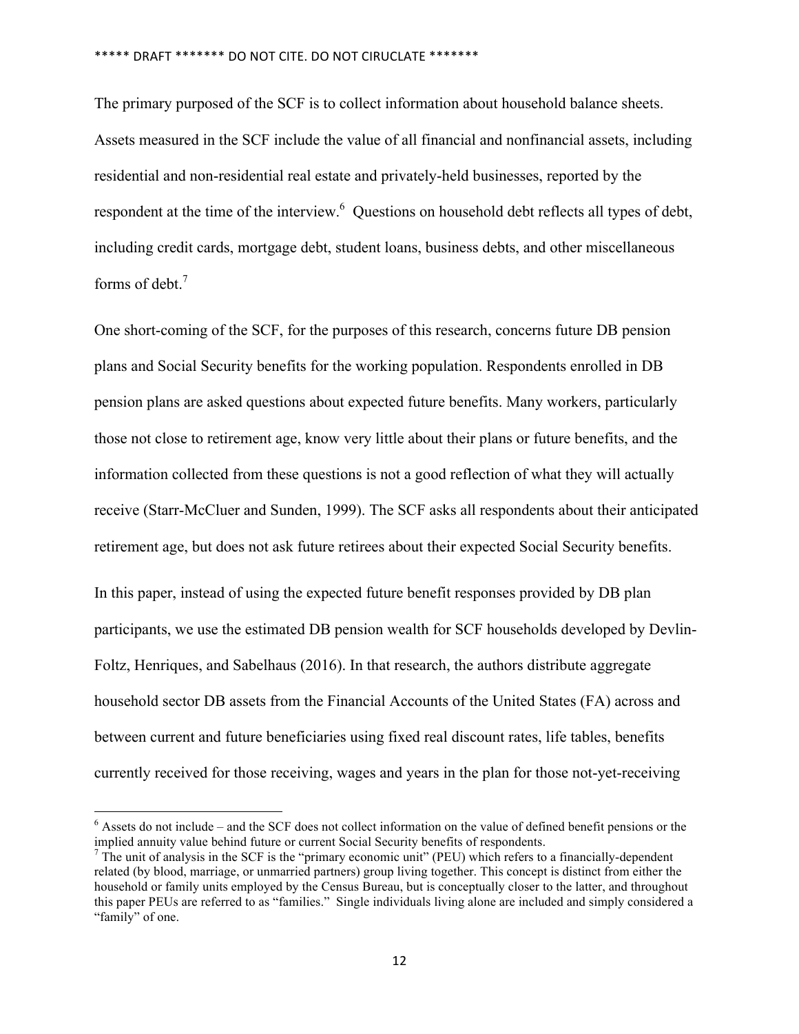The primary purposed of the SCF is to collect information about household balance sheets. Assets measured in the SCF include the value of all financial and nonfinancial assets, including residential and non-residential real estate and privately-held businesses, reported by the respondent at the time of the interview.[6] Questions on household debt reflects all types of debt, including credit cards, mortgage debt, student loans, business debts, and other miscellaneous forms of debt.[7]

One short-coming of the SCF, for the purposes of this research, concerns future DB pension plans and Social Security benefits for the working population. Respondents enrolled in DB pension plans are asked questions about expected future benefits. Many workers, particularly those not close to retirement age, know very little about their plans or future benefits, and the information collected from these questions is not a good reflection of what they will actually receive (Starr-McCluer and Sunden, 1999). The SCF asks all respondents about their anticipated retirement age, but does not ask future retirees about their expected Social Security benefits.

In this paper, instead of using the expected future benefit responses provided by DB plan participants, we use the estimated DB pension wealth for SCF households developed by Devlin-Foltz, Henriques, and Sabelhaus (2016). In that research, the authors distribute aggregate household sector DB assets from the Financial Accounts of the United States (FA) across and between current and future beneficiaries using fixed real discount rates, life tables, benefits currently received for those receiving, wages and years in the plan for those not-yet-receiving

[6] Assets do not include – and the SCF does not collect information on the value of defined benefit pensions or the implied annuity value behind future or current Social Security benefits of respondents.

[7] The unit of analysis in the SCF is the "primary economic unit" (PEU) which refers to a financially-dependent related (by blood, marriage, or unmarried partners) group living together. This concept is distinct from either the household or family units employed by the Census Bureau, but is conceptually closer to the latter, and throughout this paper PEUs are referred to as "families." Single individuals living alone are included and simply considered a "family" of one.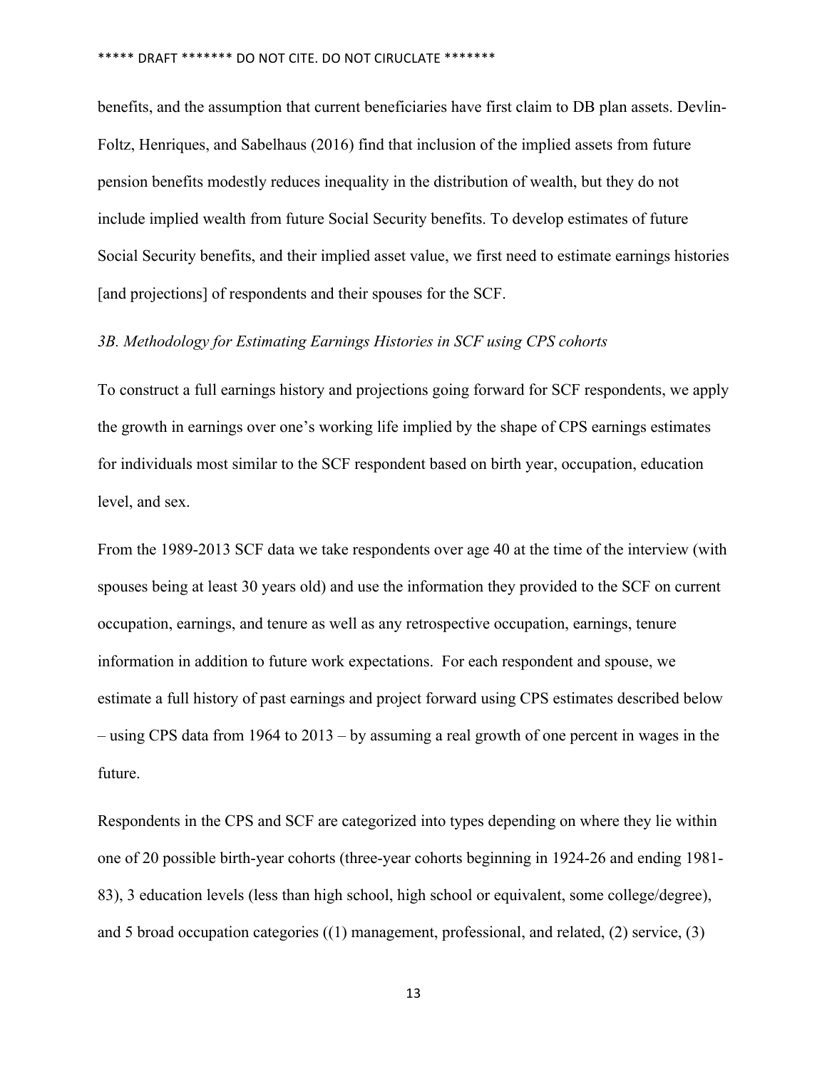benefits, and the assumption that current beneficiaries have first claim to DB plan assets. Devlin-Foltz, Henriques, and Sabelhaus (2016) find that inclusion of the implied assets from future pension benefits modestly reduces inequality in the distribution of wealth, but they do not include implied wealth from future Social Security benefits. To develop estimates of future Social Security benefits, and their implied asset value, we first need to estimate earnings histories [and projections] of respondents and their spouses for the SCF.

### *3B. Methodology for Estimating Earnings Histories in SCF using CPS cohorts*

To construct a full earnings history and projections going forward for SCF respondents, we apply the growth in earnings over one's working life implied by the shape of CPS earnings estimates for individuals most similar to the SCF respondent based on birth year, occupation, education level, and sex.

From the 1989-2013 SCF data we take respondents over age 40 at the time of the interview (with spouses being at least 30 years old) and use the information they provided to the SCF on current occupation, earnings, and tenure as well as any retrospective occupation, earnings, tenure information in addition to future work expectations. For each respondent and spouse, we estimate a full history of past earnings and project forward using CPS estimates described below – using CPS data from 1964 to 2013 – by assuming a real growth of one percent in wages in the future.

Respondents in the CPS and SCF are categorized into types depending on where they lie within one of 20 possible birth-year cohorts (three-year cohorts beginning in 1924-26 and ending 1981-83), 3 education levels (less than high school, high school or equivalent, some college/degree), and 5 broad occupation categories ((1) management, professional, and related, (2) service, (3)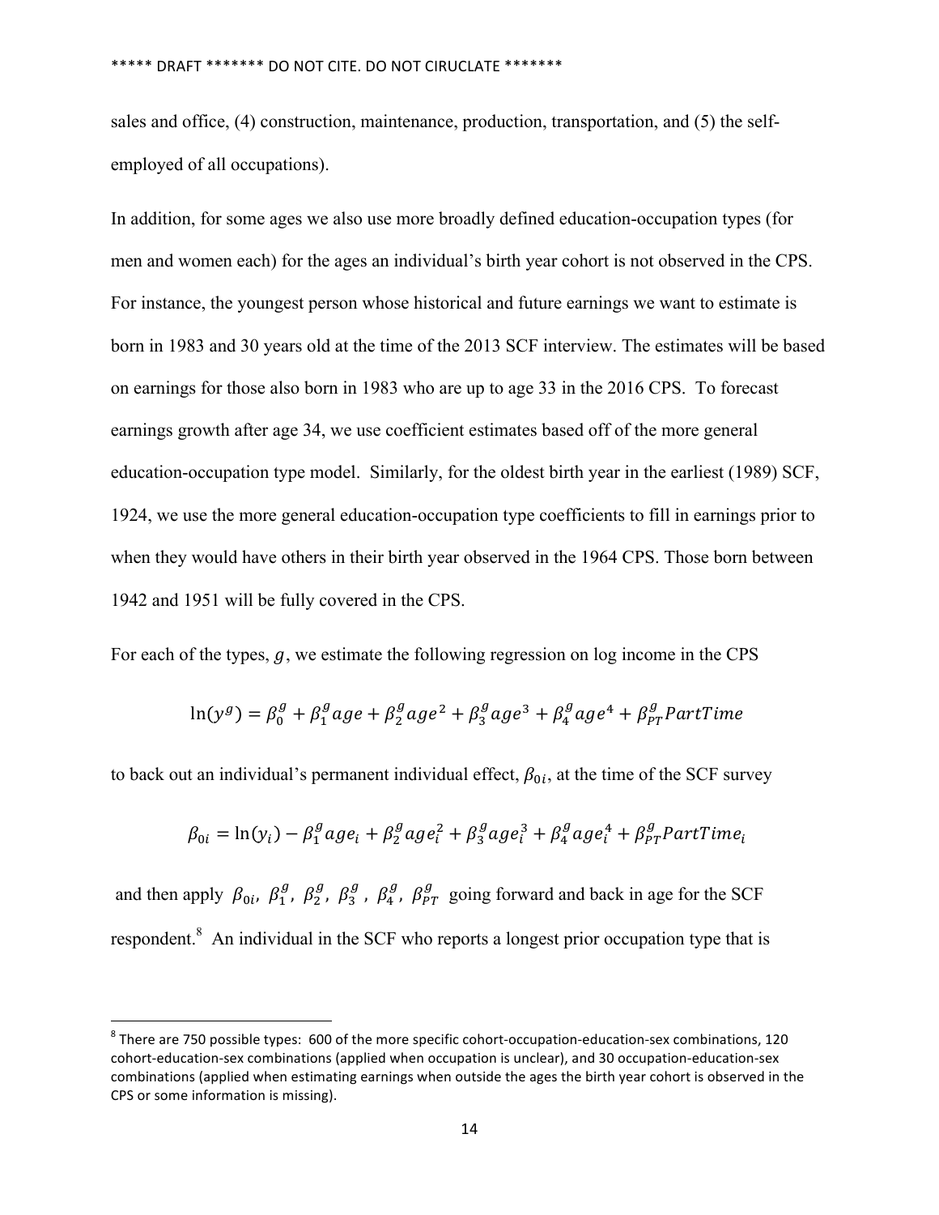sales and office, (4) construction, maintenance, production, transportation, and (5) the self-employed of all occupations).

In addition, for some ages we also use more broadly defined education-occupation types (for men and women each) for the ages an individual's birth year cohort is not observed in the CPS. For instance, the youngest person whose historical and future earnings we want to estimate is born in 1983 and 30 years old at the time of the 2013 SCF interview. The estimates will be based on earnings for those also born in 1983 who are up to age 33 in the 2016 CPS. To forecast earnings growth after age 34, we use coefficient estimates based off of the more general education-occupation type model. Similarly, for the oldest birth year in the earliest (1989) SCF, 1924, we use the more general education-occupation type coefficients to fill in earnings prior to when they would have others in their birth year observed in the 1964 CPS. Those born between 1942 and 1951 will be fully covered in the CPS.

For each of the types, $g$, we estimate the following regression on log income in the CPS

$$\ln(y^g) = \beta_0^g + \beta_1^g age + \beta_2^g age^2 + \beta_3^g age^3 + \beta_4^g age^4 + \beta_{PT}^g PartTime$$

to back out an individual's permanent individual effect, $\beta_{0i}$, at the time of the SCF survey

$$\beta_{0i} = \ln(y_i) - \beta_1^g age_i + \beta_2^g age_i^2 + \beta_3^g age_i^3 + \beta_4^g age_i^4 + \beta_{PT}^g PartTime_i$$

and then apply $\beta_{0i}$, $\beta_1^g$, $\beta_2^g$, $\beta_3^g$, $\beta_4^g$, $\beta_{PT}^g$ going forward and back in age for the SCF respondent.[8] An individual in the SCF who reports a longest prior occupation type that is

[8] There are 750 possible types: 600 of the more specific cohort-occupation-education-sex combinations, 120 cohort-education-sex combinations (applied when occupation is unclear), and 30 occupation-education-sex combinations (applied when estimating earnings when outside the ages the birth year cohort is observed in the CPS or some information is missing).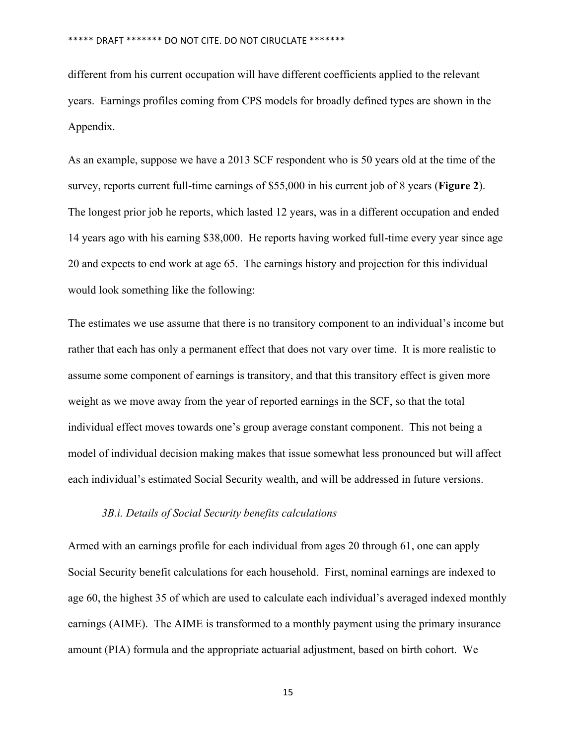different from his current occupation will have different coefficients applied to the relevant years. Earnings profiles coming from CPS models for broadly defined types are shown in the Appendix.

As an example, suppose we have a 2013 SCF respondent who is 50 years old at the time of the survey, reports current full-time earnings of $55,000 in his current job of 8 years (**Figure 2**). The longest prior job he reports, which lasted 12 years, was in a different occupation and ended 14 years ago with his earning $38,000. He reports having worked full-time every year since age 20 and expects to end work at age 65. The earnings history and projection for this individual would look something like the following:

The estimates we use assume that there is no transitory component to an individual's income but rather that each has only a permanent effect that does not vary over time. It is more realistic to assume some component of earnings is transitory, and that this transitory effect is given more weight as we move away from the year of reported earnings in the SCF, so that the total individual effect moves towards one's group average constant component. This not being a model of individual decision making makes that issue somewhat less pronounced but will affect each individual's estimated Social Security wealth, and will be addressed in future versions.

### *3B.i. Details of Social Security benefits calculations*

Armed with an earnings profile for each individual from ages 20 through 61, one can apply Social Security benefit calculations for each household. First, nominal earnings are indexed to age 60, the highest 35 of which are used to calculate each individual's averaged indexed monthly earnings (AIME). The AIME is transformed to a monthly payment using the primary insurance amount (PIA) formula and the appropriate actuarial adjustment, based on birth cohort. We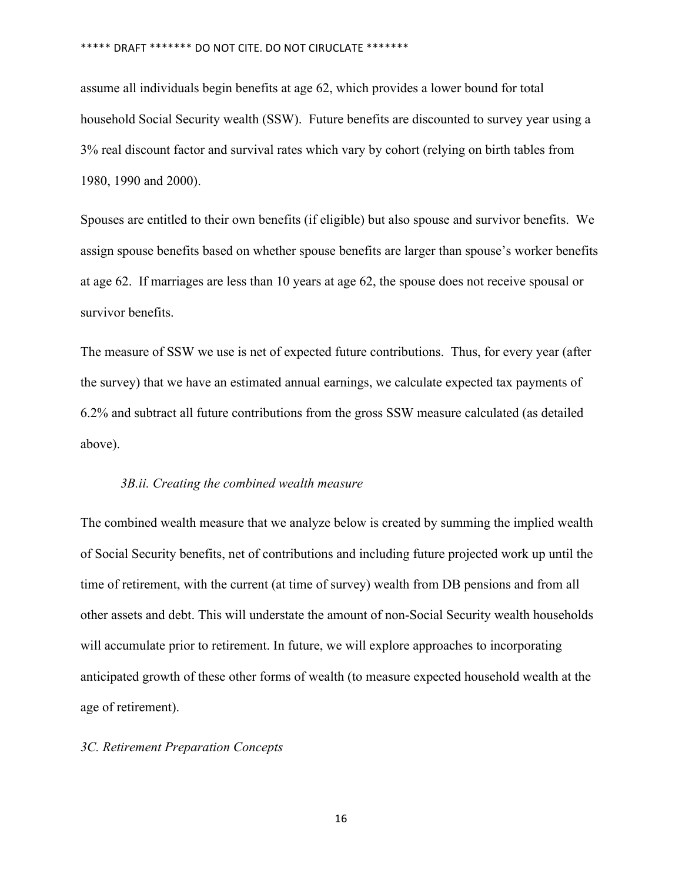assume all individuals begin benefits at age 62, which provides a lower bound for total household Social Security wealth (SSW). Future benefits are discounted to survey year using a 3% real discount factor and survival rates which vary by cohort (relying on birth tables from 1980, 1990 and 2000).

Spouses are entitled to their own benefits (if eligible) but also spouse and survivor benefits. We assign spouse benefits based on whether spouse benefits are larger than spouse's worker benefits at age 62. If marriages are less than 10 years at age 62, the spouse does not receive spousal or survivor benefits.

The measure of SSW we use is net of expected future contributions. Thus, for every year (after the survey) that we have an estimated annual earnings, we calculate expected tax payments of 6.2% and subtract all future contributions from the gross SSW measure calculated (as detailed above).

### *3B.ii. Creating the combined wealth measure*

The combined wealth measure that we analyze below is created by summing the implied wealth of Social Security benefits, net of contributions and including future projected work up until the time of retirement, with the current (at time of survey) wealth from DB pensions and from all other assets and debt. This will understate the amount of non-Social Security wealth households will accumulate prior to retirement. In future, we will explore approaches to incorporating anticipated growth of these other forms of wealth (to measure expected household wealth at the age of retirement).

## *3C. Retirement Preparation Concepts*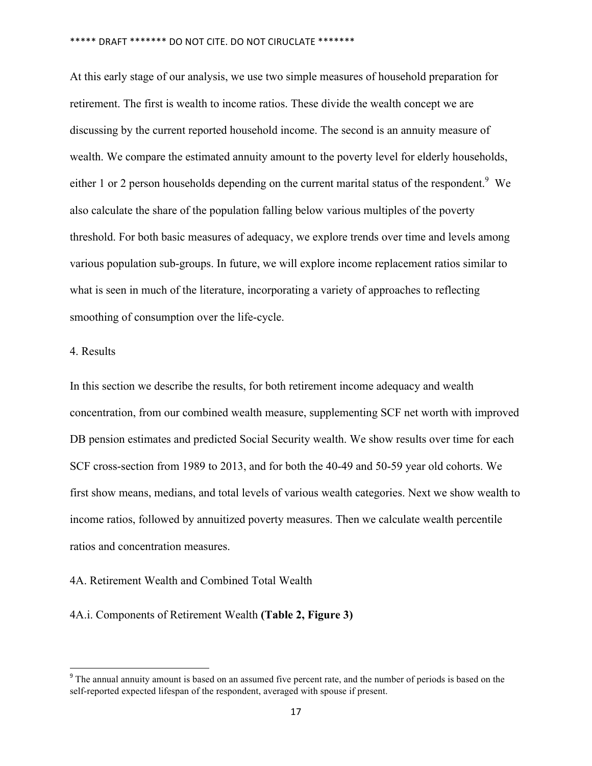At this early stage of our analysis, we use two simple measures of household preparation for retirement. The first is wealth to income ratios. These divide the wealth concept we are discussing by the current reported household income. The second is an annuity measure of wealth. We compare the estimated annuity amount to the poverty level for elderly households, either 1 or 2 person households depending on the current marital status of the respondent.[9] We also calculate the share of the population falling below various multiples of the poverty threshold. For both basic measures of adequacy, we explore trends over time and levels among various population sub-groups. In future, we will explore income replacement ratios similar to what is seen in much of the literature, incorporating a variety of approaches to reflecting smoothing of consumption over the life-cycle.

## 4. Results

In this section we describe the results, for both retirement income adequacy and wealth concentration, from our combined wealth measure, supplementing SCF net worth with improved DB pension estimates and predicted Social Security wealth. We show results over time for each SCF cross-section from 1989 to 2013, and for both the 40-49 and 50-59 year old cohorts. We first show means, medians, and total levels of various wealth categories. Next we show wealth to income ratios, followed by annuitized poverty measures. Then we calculate wealth percentile ratios and concentration measures.

### 4A. Retirement Wealth and Combined Total Wealth

#### 4A.i. Components of Retirement Wealth **(Table 2, Figure 3)**

---

[9] The annual annuity amount is based on an assumed five percent rate, and the number of periods is based on the self-reported expected lifespan of the respondent, averaged with spouse if present.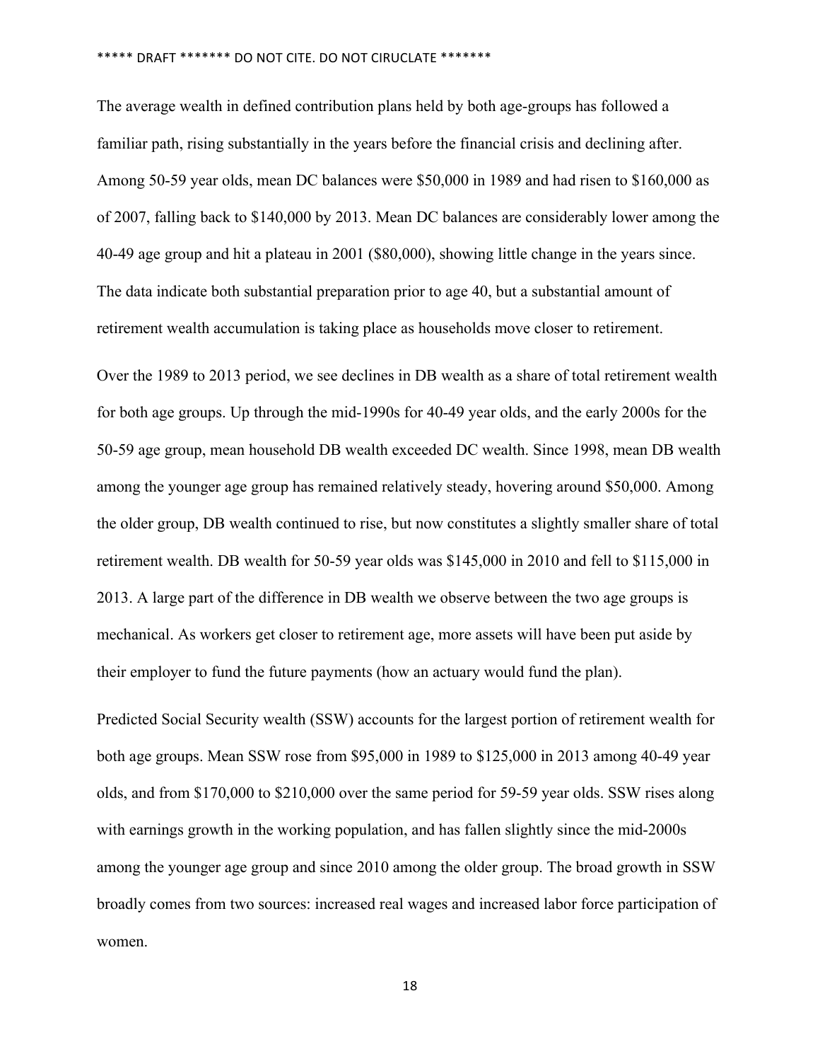The average wealth in defined contribution plans held by both age-groups has followed a familiar path, rising substantially in the years before the financial crisis and declining after. Among 50-59 year olds, mean DC balances were $50,000 in 1989 and had risen to $160,000 as of 2007, falling back to $140,000 by 2013. Mean DC balances are considerably lower among the 40-49 age group and hit a plateau in 2001 ($80,000), showing little change in the years since. The data indicate both substantial preparation prior to age 40, but a substantial amount of retirement wealth accumulation is taking place as households move closer to retirement.

Over the 1989 to 2013 period, we see declines in DB wealth as a share of total retirement wealth for both age groups. Up through the mid-1990s for 40-49 year olds, and the early 2000s for the 50-59 age group, mean household DB wealth exceeded DC wealth. Since 1998, mean DB wealth among the younger age group has remained relatively steady, hovering around $50,000. Among the older group, DB wealth continued to rise, but now constitutes a slightly smaller share of total retirement wealth. DB wealth for 50-59 year olds was $145,000 in 2010 and fell to $115,000 in 2013. A large part of the difference in DB wealth we observe between the two age groups is mechanical. As workers get closer to retirement age, more assets will have been put aside by their employer to fund the future payments (how an actuary would fund the plan).

Predicted Social Security wealth (SSW) accounts for the largest portion of retirement wealth for both age groups. Mean SSW rose from $95,000 in 1989 to $125,000 in 2013 among 40-49 year olds, and from $170,000 to $210,000 over the same period for 59-59 year olds. SSW rises along with earnings growth in the working population, and has fallen slightly since the mid-2000s among the younger age group and since 2010 among the older group. The broad growth in SSW broadly comes from two sources: increased real wages and increased labor force participation of women.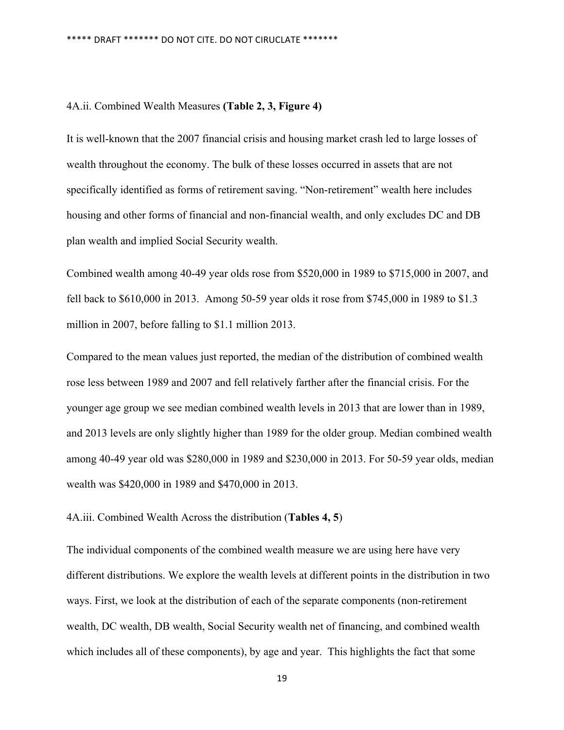### 4A.ii. Combined Wealth Measures **(Table 2, 3, Figure 4)**

It is well-known that the 2007 financial crisis and housing market crash led to large losses of wealth throughout the economy. The bulk of these losses occurred in assets that are not specifically identified as forms of retirement saving. "Non-retirement" wealth here includes housing and other forms of financial and non-financial wealth, and only excludes DC and DB plan wealth and implied Social Security wealth.

Combined wealth among 40-49 year olds rose from $520,000 in 1989 to $715,000 in 2007, and fell back to $610,000 in 2013. Among 50-59 year olds it rose from $745,000 in 1989 to $1.3 million in 2007, before falling to $1.1 million 2013.

Compared to the mean values just reported, the median of the distribution of combined wealth rose less between 1989 and 2007 and fell relatively farther after the financial crisis. For the younger age group we see median combined wealth levels in 2013 that are lower than in 1989, and 2013 levels are only slightly higher than 1989 for the older group. Median combined wealth among 40-49 year old was $280,000 in 1989 and $230,000 in 2013. For 50-59 year olds, median wealth was $420,000 in 1989 and $470,000 in 2013.

### 4A.iii. Combined Wealth Across the distribution (**Tables 4, 5**)

The individual components of the combined wealth measure we are using here have very different distributions. We explore the wealth levels at different points in the distribution in two ways. First, we look at the distribution of each of the separate components (non-retirement wealth, DC wealth, DB wealth, Social Security wealth net of financing, and combined wealth which includes all of these components), by age and year. This highlights the fact that some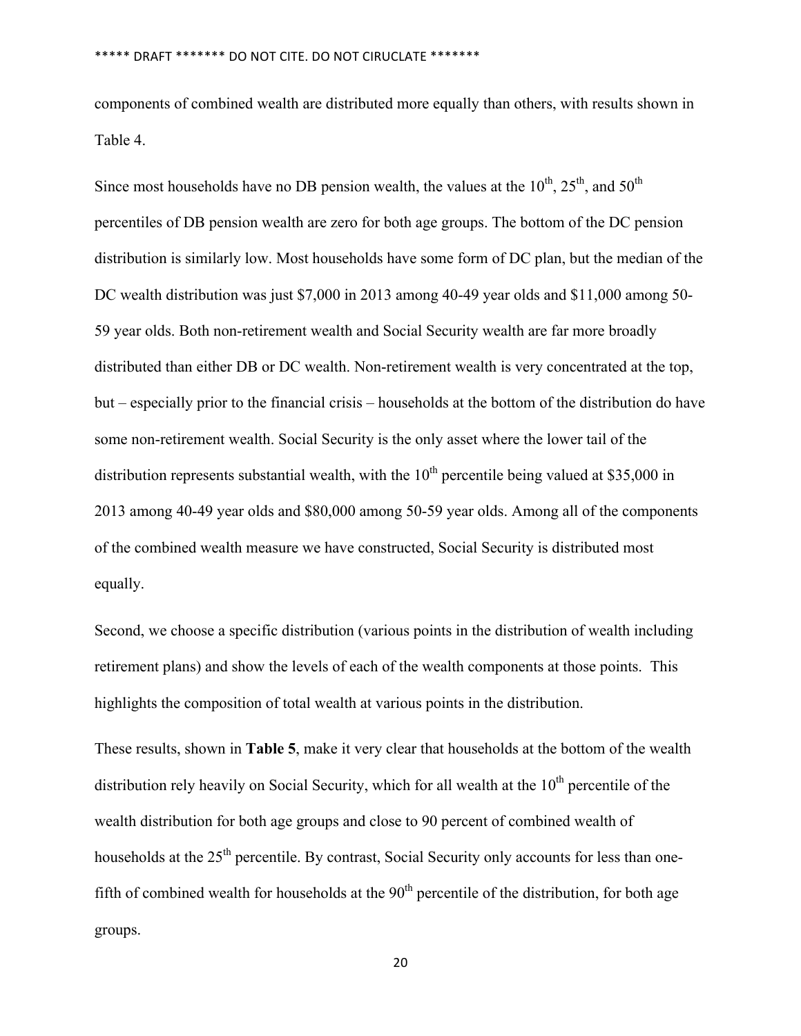components of combined wealth are distributed more equally than others, with results shown in Table 4.

Since most households have no DB pension wealth, the values at the 10th, 25th, and 50th percentiles of DB pension wealth are zero for both age groups. The bottom of the DC pension distribution is similarly low. Most households have some form of DC plan, but the median of the DC wealth distribution was just $7,000 in 2013 among 40-49 year olds and $11,000 among 50-59 year olds. Both non-retirement wealth and Social Security wealth are far more broadly distributed than either DB or DC wealth. Non-retirement wealth is very concentrated at the top, but – especially prior to the financial crisis – households at the bottom of the distribution do have some non-retirement wealth. Social Security is the only asset where the lower tail of the distribution represents substantial wealth, with the 10th percentile being valued at $35,000 in 2013 among 40-49 year olds and $80,000 among 50-59 year olds. Among all of the components of the combined wealth measure we have constructed, Social Security is distributed most equally.

Second, we choose a specific distribution (various points in the distribution of wealth including retirement plans) and show the levels of each of the wealth components at those points. This highlights the composition of total wealth at various points in the distribution.

These results, shown in **Table 5**, make it very clear that households at the bottom of the wealth distribution rely heavily on Social Security, which for all wealth at the 10th percentile of the wealth distribution for both age groups and close to 90 percent of combined wealth of households at the 25th percentile. By contrast, Social Security only accounts for less than one-fifth of combined wealth for households at the 90th percentile of the distribution, for both age groups.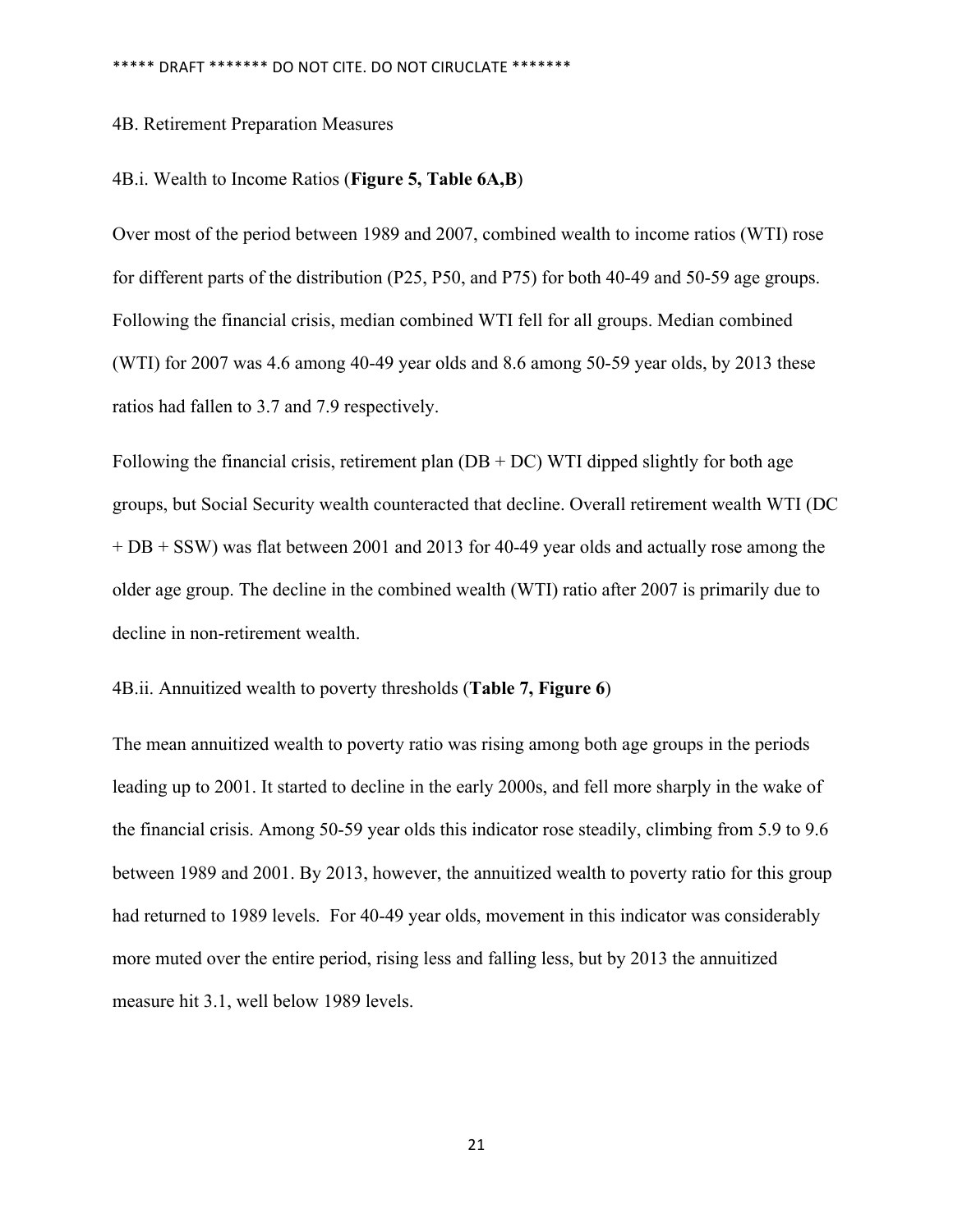### 4B. Retirement Preparation Measures

#### 4B.i. Wealth to Income Ratios (**Figure 5, Table 6A,B**)

Over most of the period between 1989 and 2007, combined wealth to income ratios (WTI) rose for different parts of the distribution (P25, P50, and P75) for both 40-49 and 50-59 age groups. Following the financial crisis, median combined WTI fell for all groups. Median combined (WTI) for 2007 was 4.6 among 40-49 year olds and 8.6 among 50-59 year olds, by 2013 these ratios had fallen to 3.7 and 7.9 respectively.

Following the financial crisis, retirement plan (DB + DC) WTI dipped slightly for both age groups, but Social Security wealth counteracted that decline. Overall retirement wealth WTI (DC + DB + SSW) was flat between 2001 and 2013 for 40-49 year olds and actually rose among the older age group. The decline in the combined wealth (WTI) ratio after 2007 is primarily due to decline in non-retirement wealth.

#### 4B.ii. Annuitized wealth to poverty thresholds (**Table 7, Figure 6**)

The mean annuitized wealth to poverty ratio was rising among both age groups in the periods leading up to 2001. It started to decline in the early 2000s, and fell more sharply in the wake of the financial crisis. Among 50-59 year olds this indicator rose steadily, climbing from 5.9 to 9.6 between 1989 and 2001. By 2013, however, the annuitized wealth to poverty ratio for this group had returned to 1989 levels. For 40-49 year olds, movement in this indicator was considerably more muted over the entire period, rising less and falling less, but by 2013 the annuitized measure hit 3.1, well below 1989 levels.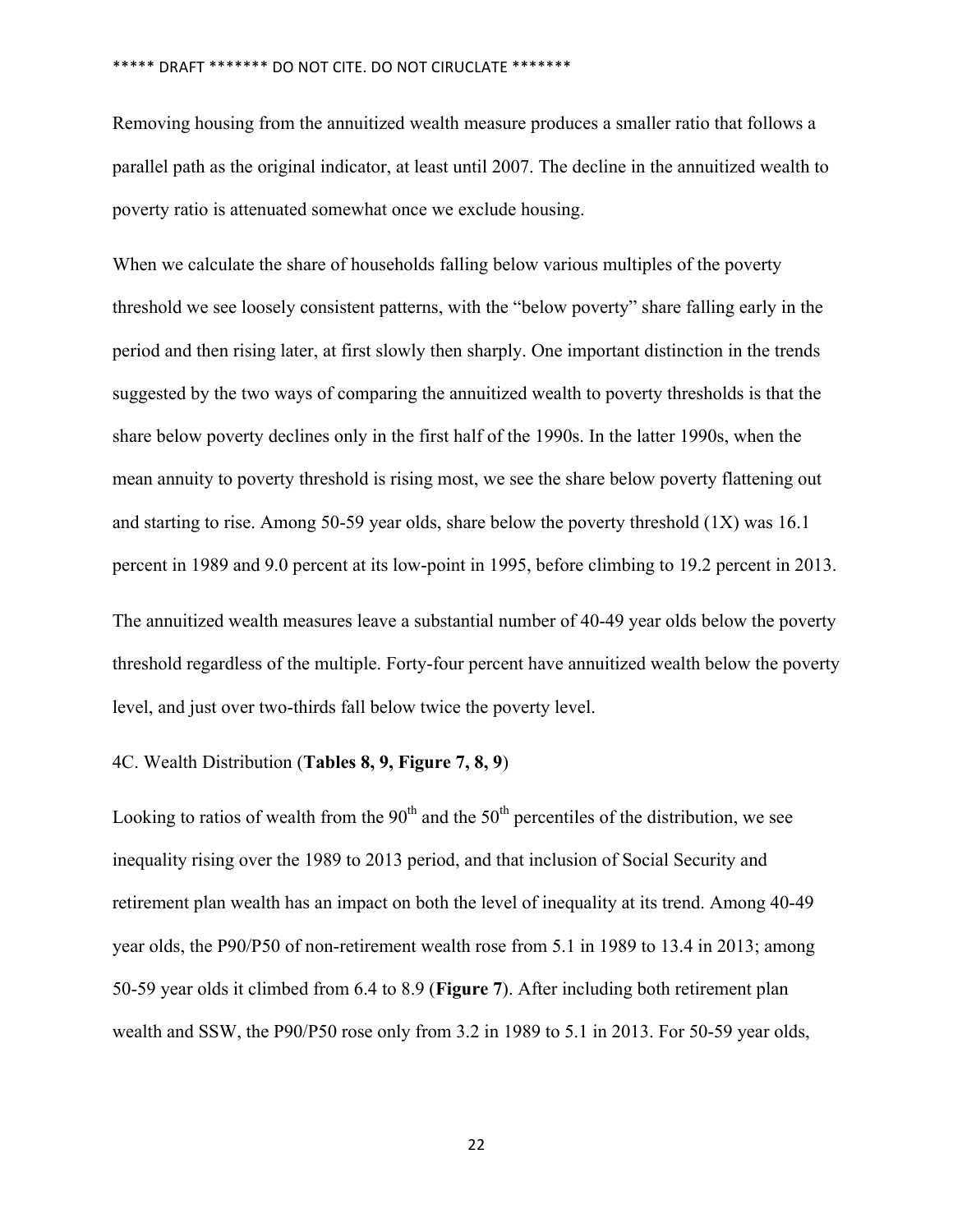Removing housing from the annuitized wealth measure produces a smaller ratio that follows a parallel path as the original indicator, at least until 2007. The decline in the annuitized wealth to poverty ratio is attenuated somewhat once we exclude housing.

When we calculate the share of households falling below various multiples of the poverty threshold we see loosely consistent patterns, with the "below poverty" share falling early in the period and then rising later, at first slowly then sharply. One important distinction in the trends suggested by the two ways of comparing the annuitized wealth to poverty thresholds is that the share below poverty declines only in the first half of the 1990s. In the latter 1990s, when the mean annuity to poverty threshold is rising most, we see the share below poverty flattening out and starting to rise. Among 50-59 year olds, share below the poverty threshold (1X) was 16.1 percent in 1989 and 9.0 percent at its low-point in 1995, before climbing to 19.2 percent in 2013.

The annuitized wealth measures leave a substantial number of 40-49 year olds below the poverty threshold regardless of the multiple. Forty-four percent have annuitized wealth below the poverty level, and just over two-thirds fall below twice the poverty level.

4C. Wealth Distribution (**Tables 8, 9, Figure 7, 8, 9**)

Looking to ratios of wealth from the 90th and the 50th percentiles of the distribution, we see inequality rising over the 1989 to 2013 period, and that inclusion of Social Security and retirement plan wealth has an impact on both the level of inequality at its trend. Among 40-49 year olds, the P90/P50 of non-retirement wealth rose from 5.1 in 1989 to 13.4 in 2013; among 50-59 year olds it climbed from 6.4 to 8.9 (**Figure 7**). After including both retirement plan wealth and SSW, the P90/P50 rose only from 3.2 in 1989 to 5.1 in 2013. For 50-59 year olds,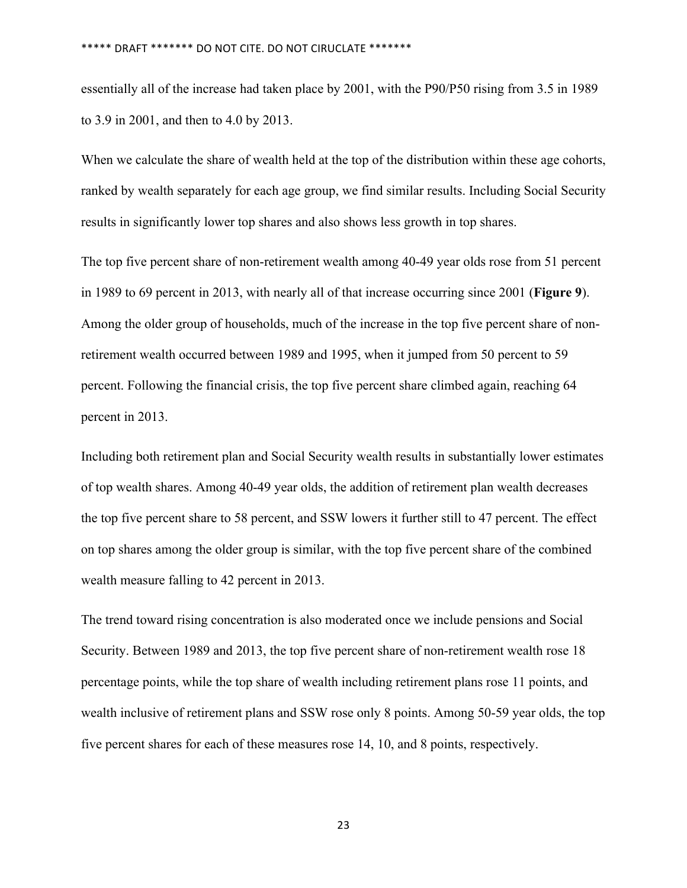essentially all of the increase had taken place by 2001, with the P90/P50 rising from 3.5 in 1989 to 3.9 in 2001, and then to 4.0 by 2013.

When we calculate the share of wealth held at the top of the distribution within these age cohorts, ranked by wealth separately for each age group, we find similar results. Including Social Security results in significantly lower top shares and also shows less growth in top shares.

The top five percent share of non-retirement wealth among 40-49 year olds rose from 51 percent in 1989 to 69 percent in 2013, with nearly all of that increase occurring since 2001 (**Figure 9**). Among the older group of households, much of the increase in the top five percent share of non-retirement wealth occurred between 1989 and 1995, when it jumped from 50 percent to 59 percent. Following the financial crisis, the top five percent share climbed again, reaching 64 percent in 2013.

Including both retirement plan and Social Security wealth results in substantially lower estimates of top wealth shares. Among 40-49 year olds, the addition of retirement plan wealth decreases the top five percent share to 58 percent, and SSW lowers it further still to 47 percent. The effect on top shares among the older group is similar, with the top five percent share of the combined wealth measure falling to 42 percent in 2013.

The trend toward rising concentration is also moderated once we include pensions and Social Security. Between 1989 and 2013, the top five percent share of non-retirement wealth rose 18 percentage points, while the top share of wealth including retirement plans rose 11 points, and wealth inclusive of retirement plans and SSW rose only 8 points. Among 50-59 year olds, the top five percent shares for each of these measures rose 14, 10, and 8 points, respectively.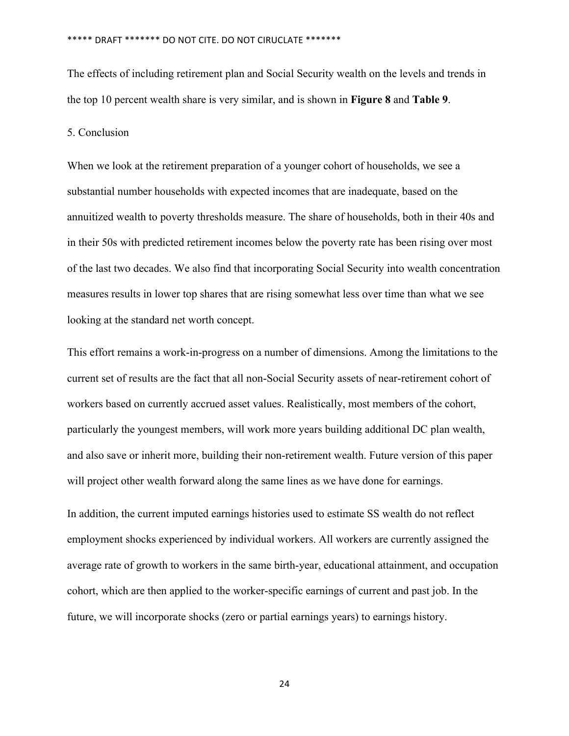The effects of including retirement plan and Social Security wealth on the levels and trends in the top 10 percent wealth share is very similar, and is shown in **Figure 8** and **Table 9**.

## 5. Conclusion

When we look at the retirement preparation of a younger cohort of households, we see a substantial number households with expected incomes that are inadequate, based on the annuitized wealth to poverty thresholds measure. The share of households, both in their 40s and in their 50s with predicted retirement incomes below the poverty rate has been rising over most of the last two decades. We also find that incorporating Social Security into wealth concentration measures results in lower top shares that are rising somewhat less over time than what we see looking at the standard net worth concept.

This effort remains a work-in-progress on a number of dimensions. Among the limitations to the current set of results are the fact that all non-Social Security assets of near-retirement cohort of workers based on currently accrued asset values. Realistically, most members of the cohort, particularly the youngest members, will work more years building additional DC plan wealth, and also save or inherit more, building their non-retirement wealth. Future version of this paper will project other wealth forward along the same lines as we have done for earnings.

In addition, the current imputed earnings histories used to estimate SS wealth do not reflect employment shocks experienced by individual workers. All workers are currently assigned the average rate of growth to workers in the same birth-year, educational attainment, and occupation cohort, which are then applied to the worker-specific earnings of current and past job. In the future, we will incorporate shocks (zero or partial earnings years) to earnings history.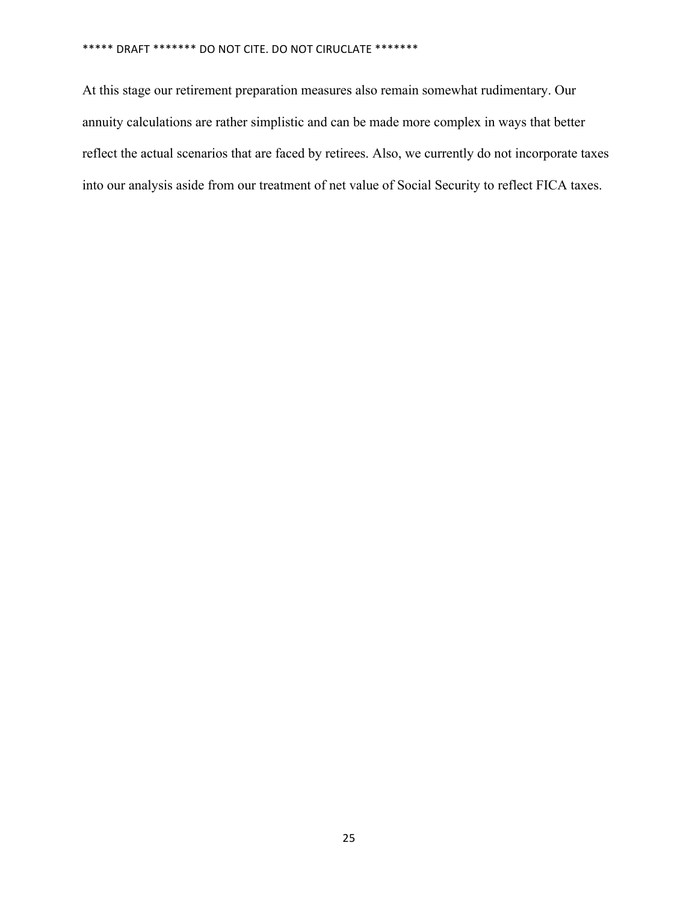At this stage our retirement preparation measures also remain somewhat rudimentary. Our annuity calculations are rather simplistic and can be made more complex in ways that better reflect the actual scenarios that are faced by retirees. Also, we currently do not incorporate taxes into our analysis aside from our treatment of net value of Social Security to reflect FICA taxes.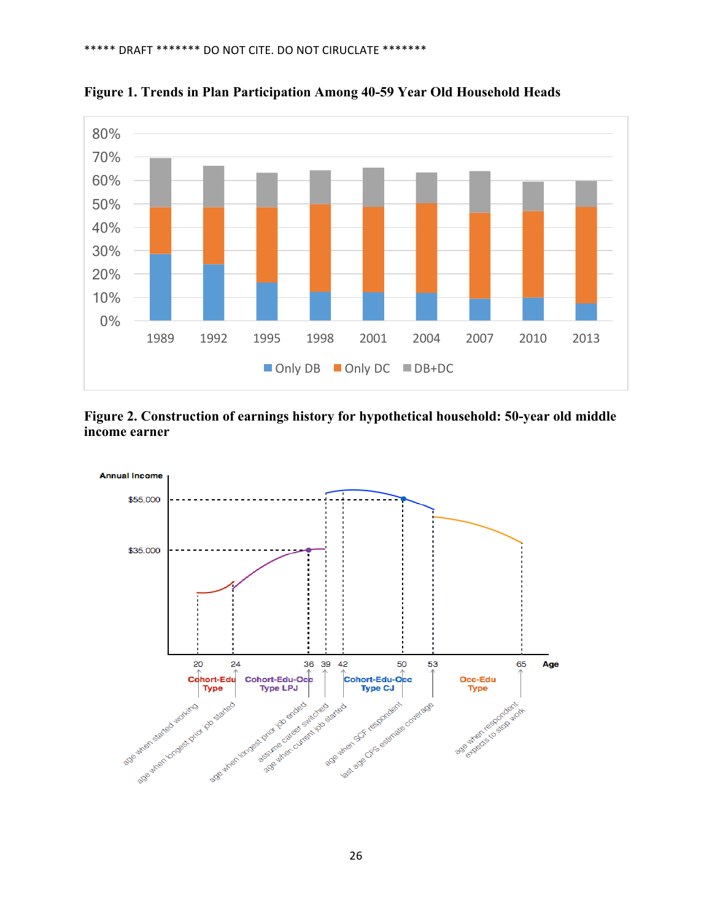***** DRAFT ******* DO NOT CITE. DO NOT CIRUCLATE *******

**Figure 1. Trends in Plan Participation Among 40-59 Year Old Household Heads**

**Figure 2. Construction of earnings history for hypothetical household: 50-year old middle income earner**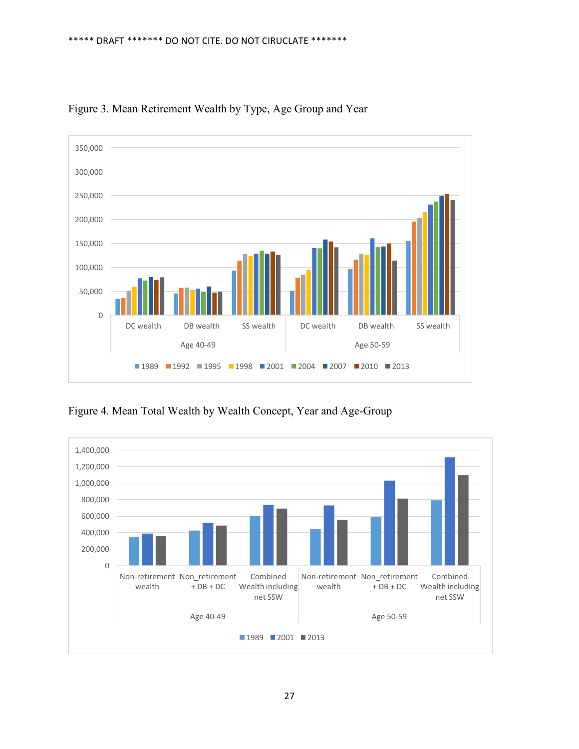***** DRAFT ******* DO NOT CITE. DO NOT CIRUCLATE *******

Figure 3. Mean Retirement Wealth by Type, Age Group and Year

Figure 4. Mean Total Wealth by Wealth Concept, Year and Age-Group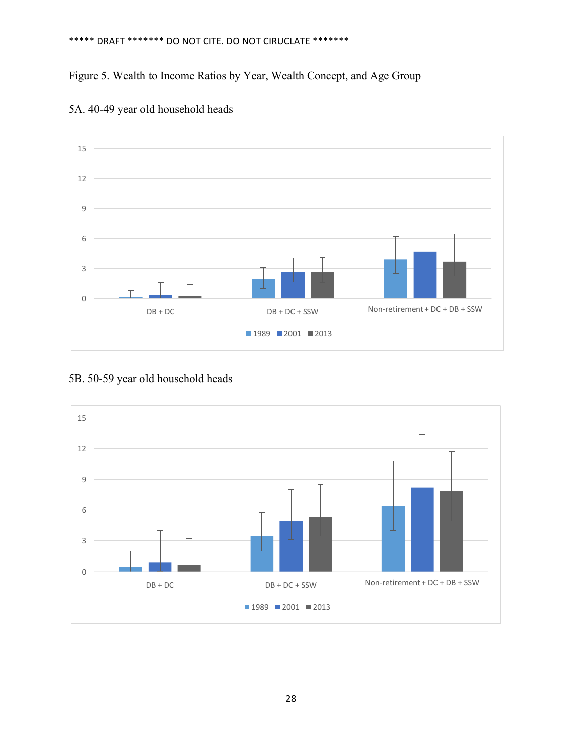***** DRAFT ******* DO NOT CITE. DO NOT CIRUCLATE *******

Figure 5. Wealth to Income Ratios by Year, Wealth Concept, and Age Group

5A. 40-49 year old household heads

5B. 50-59 year old household heads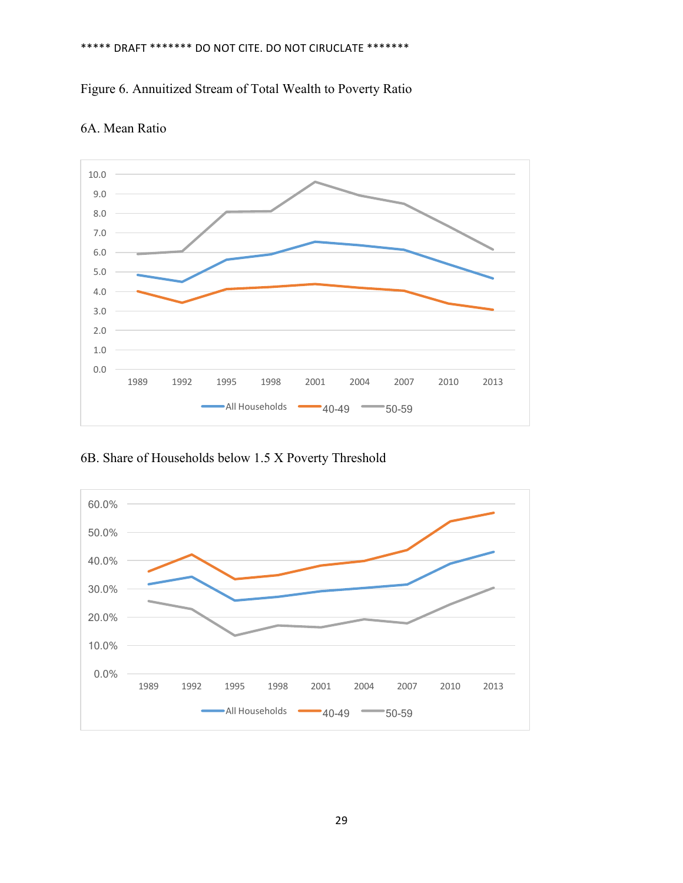***** DRAFT ******* DO NOT CITE. DO NOT CIRUCLATE *******

Figure 6. Annuitized Stream of Total Wealth to Poverty Ratio

6A. Mean Ratio

6B. Share of Households below 1.5 X Poverty Threshold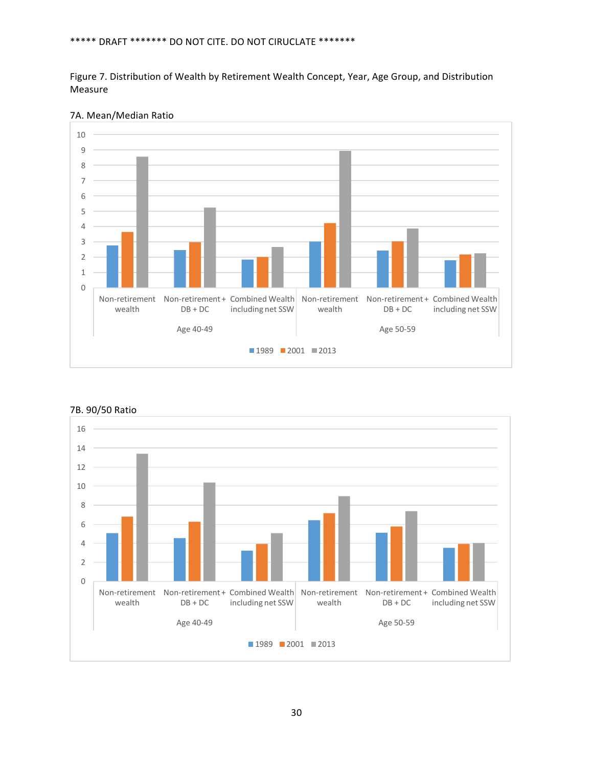***** DRAFT ******* DO NOT CITE. DO NOT CIRUCLATE *******

Figure 7. Distribution of Wealth by Retirement Wealth Concept, Year, Age Group, and Distribution Measure

7A. Mean/Median Ratio

7B. 90/50 Ratio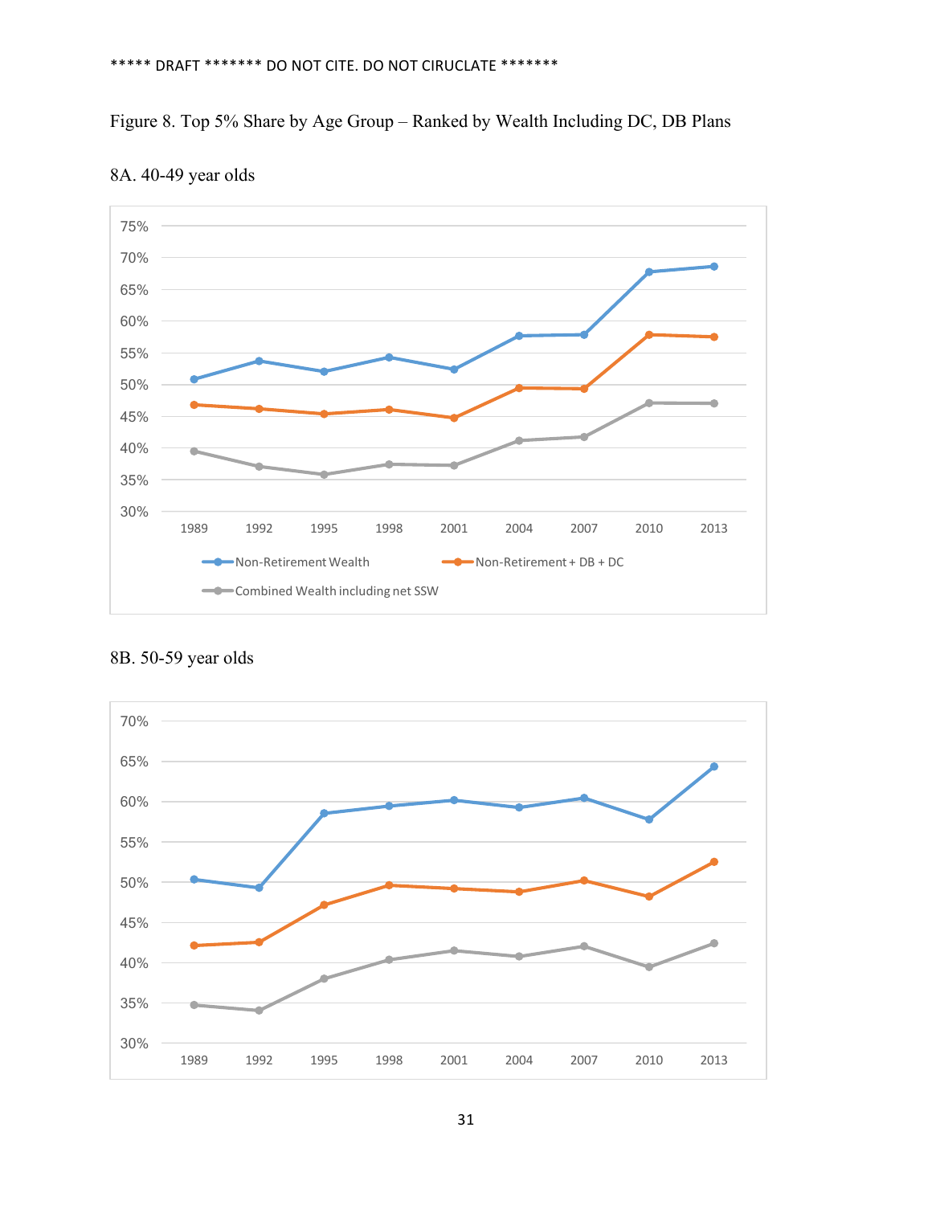***** DRAFT ******* DO NOT CITE. DO NOT CIRUCLATE *******

Figure 8. Top 5% Share by Age Group – Ranked by Wealth Including DC, DB Plans

8A. 40-49 year olds

8B. 50-59 year olds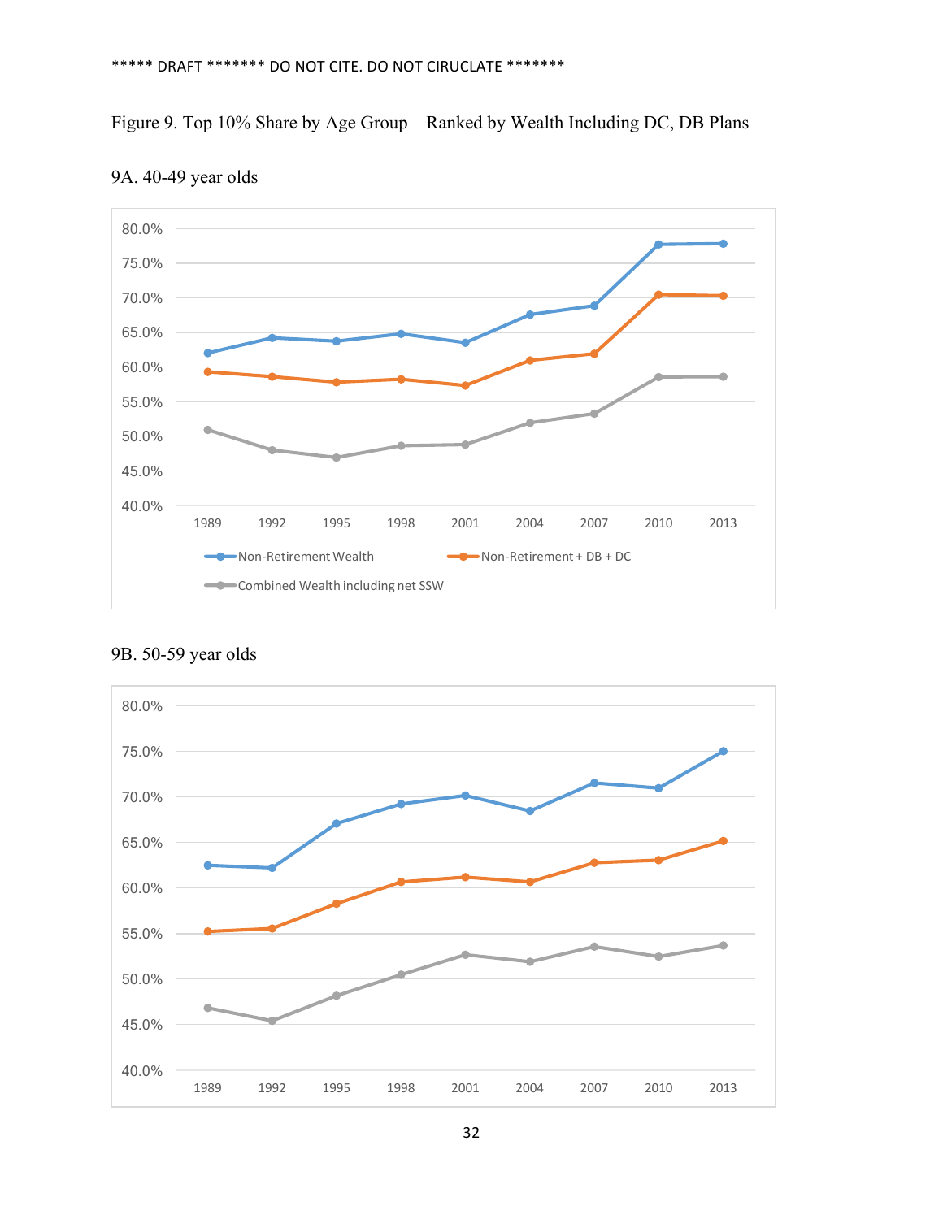***** DRAFT ******* DO NOT CITE. DO NOT CIRUCLATE *******

Figure 9. Top 10% Share by Age Group – Ranked by Wealth Including DC, DB Plans

9A. 40-49 year olds

9B. 50-59 year olds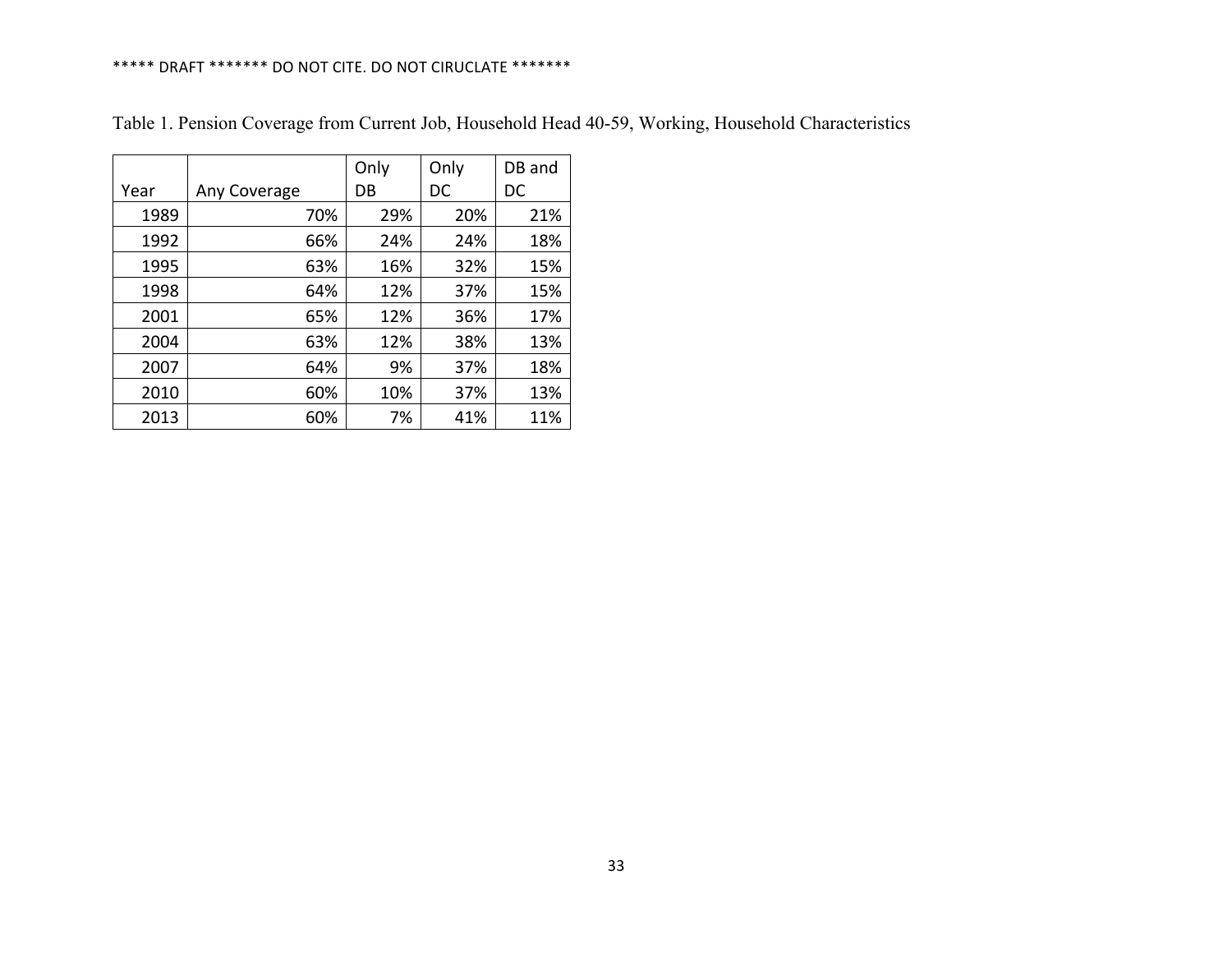***** DRAFT ******* DO NOT CITE. DO NOT CIRUCLATE *******

Table 1. Pension Coverage from Current Job, Household Head 40-59, Working, Household Characteristics

| Year | Any Coverage | Only DB | Only DC | DB and DC |
|---|---|---|---|---|
| 1989 | 70% | 29% | 20% | 21% |
| 1992 | 66% | 24% | 24% | 18% |
| 1995 | 63% | 16% | 32% | 15% |
| 1998 | 64% | 12% | 37% | 15% |
| 2001 | 65% | 12% | 36% | 17% |
| 2004 | 63% | 12% | 38% | 13% |
| 2007 | 64% | 9% | 37% | 18% |
| 2010 | 60% | 10% | 37% | 13% |
| 2013 | 60% | 7% | 41% | 11% |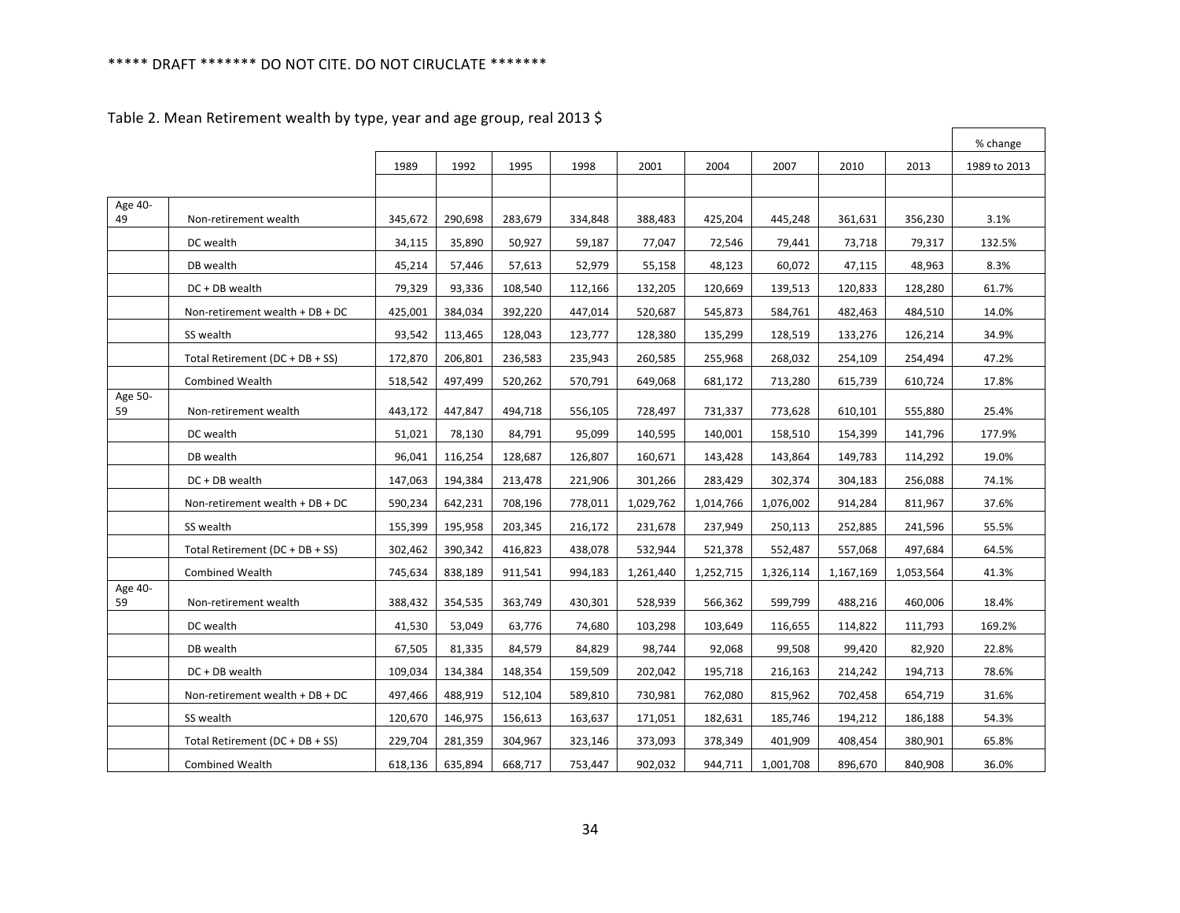***** DRAFT ******* DO NOT CITE. DO NOT CIRUCLATE *******

Table 2. Mean Retirement wealth by type, year and age group, real 2013 $

| | | 1989 | 1992 | 1995 | 1998 | 2001 | 2004 | 2007 | 2010 | 2013 | % change 1989 to 2013 |
|---|---|---|---|---|---|---|---|---|---|---|---|
| Age 40-49 | Non-retirement wealth | 345,672 | 290,698 | 283,679 | 334,848 | 388,483 | 425,204 | 445,248 | 361,631 | 356,230 | 3.1% |
| | DC wealth | 34,115 | 35,890 | 50,927 | 59,187 | 77,047 | 72,546 | 79,441 | 73,718 | 79,317 | 132.5% |
| | DB wealth | 45,214 | 57,446 | 57,613 | 52,979 | 55,158 | 48,123 | 60,072 | 47,115 | 48,963 | 8.3% |
| | DC + DB wealth | 79,329 | 93,336 | 108,540 | 112,166 | 132,205 | 120,669 | 139,513 | 120,833 | 128,280 | 61.7% |
| | Non-retirement wealth + DB + DC | 425,001 | 384,034 | 392,220 | 447,014 | 520,687 | 545,873 | 584,761 | 482,463 | 484,510 | 14.0% |
| | SS wealth | 93,542 | 113,465 | 128,043 | 123,777 | 128,380 | 135,299 | 128,519 | 133,276 | 126,214 | 34.9% |
| | Total Retirement (DC + DB + SS) | 172,870 | 206,801 | 236,583 | 235,943 | 260,585 | 255,968 | 268,032 | 254,109 | 254,494 | 47.2% |
| | Combined Wealth | 518,542 | 497,499 | 520,262 | 570,791 | 649,068 | 681,172 | 713,280 | 615,739 | 610,724 | 17.8% |
| Age 50-59 | Non-retirement wealth | 443,172 | 447,847 | 494,718 | 556,105 | 728,497 | 731,337 | 773,628 | 610,101 | 555,880 | 25.4% |
| | DC wealth | 51,021 | 78,130 | 84,791 | 95,099 | 140,595 | 140,001 | 158,510 | 154,399 | 141,796 | 177.9% |
| | DB wealth | 96,041 | 116,254 | 128,687 | 126,807 | 160,671 | 143,428 | 143,864 | 149,783 | 114,292 | 19.0% |
| | DC + DB wealth | 147,063 | 194,384 | 213,478 | 221,906 | 301,266 | 283,429 | 302,374 | 304,183 | 256,088 | 74.1% |
| | Non-retirement wealth + DB + DC | 590,234 | 642,231 | 708,196 | 778,011 | 1,029,762 | 1,014,766 | 1,076,002 | 914,284 | 811,967 | 37.6% |
| | SS wealth | 155,399 | 195,958 | 203,345 | 216,172 | 231,678 | 237,949 | 250,113 | 252,885 | 241,596 | 55.5% |
| | Total Retirement (DC + DB + SS) | 302,462 | 390,342 | 416,823 | 438,078 | 532,944 | 521,378 | 552,487 | 557,068 | 497,684 | 64.5% |
| | Combined Wealth | 745,634 | 838,189 | 911,541 | 994,183 | 1,261,440 | 1,252,715 | 1,326,114 | 1,167,169 | 1,053,564 | 41.3% |
| Age 40-59 | Non-retirement wealth | 388,432 | 354,535 | 363,749 | 430,301 | 528,939 | 566,362 | 599,799 | 488,216 | 460,006 | 18.4% |
| | DC wealth | 41,530 | 53,049 | 63,776 | 74,680 | 103,298 | 103,649 | 116,655 | 114,822 | 111,793 | 169.2% |
| | DB wealth | 67,505 | 81,335 | 84,579 | 84,829 | 98,744 | 92,068 | 99,508 | 99,420 | 82,920 | 22.8% |
| | DC + DB wealth | 109,034 | 134,384 | 148,354 | 159,509 | 202,042 | 195,718 | 216,163 | 214,242 | 194,713 | 78.6% |
| | Non-retirement wealth + DB + DC | 497,466 | 488,919 | 512,104 | 589,810 | 730,981 | 762,080 | 815,962 | 702,458 | 654,719 | 31.6% |
| | SS wealth | 120,670 | 146,975 | 156,613 | 163,637 | 171,051 | 182,631 | 185,746 | 194,212 | 186,188 | 54.3% |
| | Total Retirement (DC + DB + SS) | 229,704 | 281,359 | 304,967 | 323,146 | 373,093 | 378,349 | 401,909 | 408,454 | 380,901 | 65.8% |
| | Combined Wealth | 618,136 | 635,894 | 668,717 | 753,447 | 902,032 | 944,711 | 1,001,708 | 896,670 | 840,908 | 36.0% |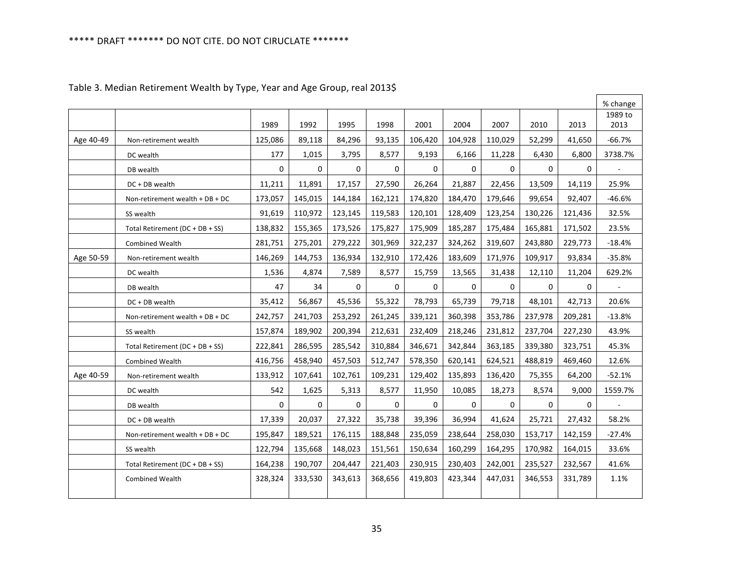***** DRAFT ******* DO NOT CITE. DO NOT CIRUCLATE *******

Table 3. Median Retirement Wealth by Type, Year and Age Group, real 2013$

| | | 1989 | 1992 | 1995 | 1998 | 2001 | 2004 | 2007 | 2010 | 2013 | % change 1989 to 2013 |
|---|---|---|---|---|---|---|---|---|---|---|---|
| Age 40-49 | Non-retirement wealth | 125,086 | 89,118 | 84,296 | 93,135 | 106,420 | 104,928 | 110,029 | 52,299 | 41,650 | -66.7% |
| | DC wealth | 177 | 1,015 | 3,795 | 8,577 | 9,193 | 6,166 | 11,228 | 6,430 | 6,800 | 3738.7% |
| | DB wealth | 0 | 0 | 0 | 0 | 0 | 0 | 0 | 0 | 0 | - |
| | DC + DB wealth | 11,211 | 11,891 | 17,157 | 27,590 | 26,264 | 21,887 | 22,456 | 13,509 | 14,119 | 25.9% |
| | Non-retirement wealth + DB + DC | 173,057 | 145,015 | 144,184 | 162,121 | 174,820 | 184,470 | 179,646 | 99,654 | 92,407 | -46.6% |
| | SS wealth | 91,619 | 110,972 | 123,145 | 119,583 | 120,101 | 128,409 | 123,254 | 130,226 | 121,436 | 32.5% |
| | Total Retirement (DC + DB + SS) | 138,832 | 155,365 | 173,526 | 175,827 | 175,909 | 185,287 | 175,484 | 165,881 | 171,502 | 23.5% |
| | Combined Wealth | 281,751 | 275,201 | 279,222 | 301,969 | 322,237 | 324,262 | 319,607 | 243,880 | 229,773 | -18.4% |
| Age 50-59 | Non-retirement wealth | 146,269 | 144,753 | 136,934 | 132,910 | 172,426 | 183,609 | 171,976 | 109,917 | 93,834 | -35.8% |
| | DC wealth | 1,536 | 4,874 | 7,589 | 8,577 | 15,759 | 13,565 | 31,438 | 12,110 | 11,204 | 629.2% |
| | DB wealth | 47 | 34 | 0 | 0 | 0 | 0 | 0 | 0 | 0 | - |
| | DC + DB wealth | 35,412 | 56,867 | 45,536 | 55,322 | 78,793 | 65,739 | 79,718 | 48,101 | 42,713 | 20.6% |
| | Non-retirement wealth + DB + DC | 242,757 | 241,703 | 253,292 | 261,245 | 339,121 | 360,398 | 353,786 | 237,978 | 209,281 | -13.8% |
| | SS wealth | 157,874 | 189,902 | 200,394 | 212,631 | 232,409 | 218,246 | 231,812 | 237,704 | 227,230 | 43.9% |
| | Total Retirement (DC + DB + SS) | 222,841 | 286,595 | 285,542 | 310,884 | 346,671 | 342,844 | 363,185 | 339,380 | 323,751 | 45.3% |
| | Combined Wealth | 416,756 | 458,940 | 457,503 | 512,747 | 578,350 | 620,141 | 624,521 | 488,819 | 469,460 | 12.6% |
| Age 40-59 | Non-retirement wealth | 133,912 | 107,641 | 102,761 | 109,231 | 129,402 | 135,893 | 136,420 | 75,355 | 64,200 | -52.1% |
| | DC wealth | 542 | 1,625 | 5,313 | 8,577 | 11,950 | 10,085 | 18,273 | 8,574 | 9,000 | 1559.7% |
| | DB wealth | 0 | 0 | 0 | 0 | 0 | 0 | 0 | 0 | 0 | - |
| | DC + DB wealth | 17,339 | 20,037 | 27,322 | 35,738 | 39,396 | 36,994 | 41,624 | 25,721 | 27,432 | 58.2% |
| | Non-retirement wealth + DB + DC | 195,847 | 189,521 | 176,115 | 188,848 | 235,059 | 238,644 | 258,030 | 153,717 | 142,159 | -27.4% |
| | SS wealth | 122,794 | 135,668 | 148,023 | 151,561 | 150,634 | 160,299 | 164,295 | 170,982 | 164,015 | 33.6% |
| | Total Retirement (DC + DB + SS) | 164,238 | 190,707 | 204,447 | 221,403 | 230,915 | 230,403 | 242,001 | 235,527 | 232,567 | 41.6% |
| | Combined Wealth | 328,324 | 333,530 | 343,613 | 368,656 | 419,803 | 423,344 | 447,031 | 346,553 | 331,789 | 1.1% |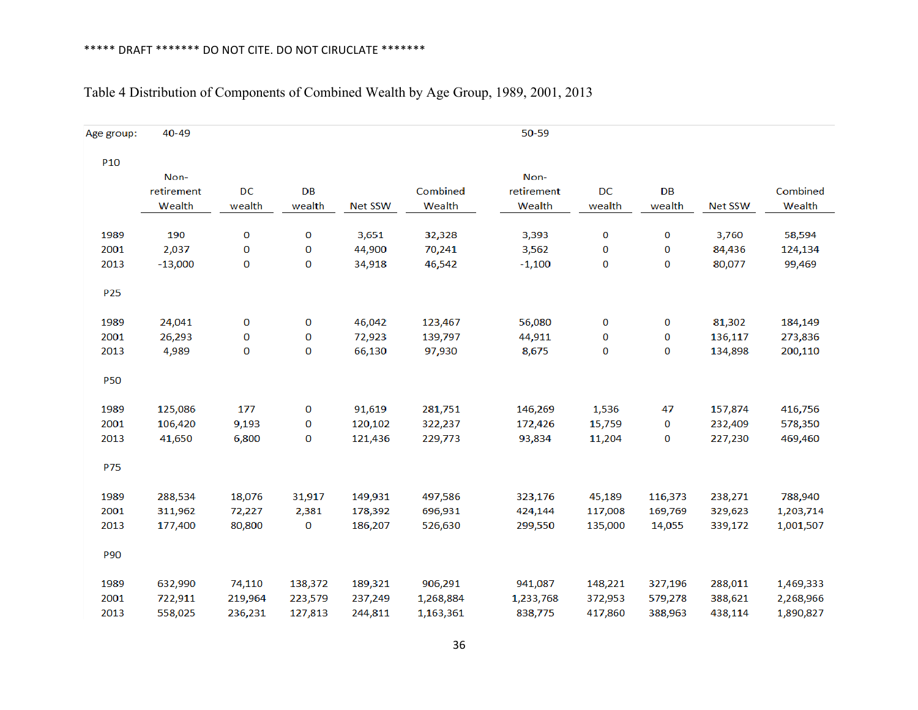***** DRAFT ******* DO NOT CITE. DO NOT CIRUCLATE *******

Table 4 Distribution of Components of Combined Wealth by Age Group, 1989, 2001, 2013

| Age group: | 40-49 | | | | | 50-59 | | | | |
|---|---|---|---|---|---|---|---|---|---|---|
| P10 | | | | | | | | | | |
| | Non-retirement Wealth | DC wealth | DB wealth | Net SSW | Combined Wealth | Non-retirement Wealth | DC wealth | DB wealth | Net SSW | Combined Wealth |
| 1989 | 190 | 0 | 0 | 3,651 | 32,328 | 3,393 | 0 | 0 | 3,760 | 58,594 |
| 2001 | 2,037 | 0 | 0 | 44,900 | 70,241 | 3,562 | 0 | 0 | 84,436 | 124,134 |
| 2013 | -13,000 | 0 | 0 | 34,918 | 46,542 | -1,100 | 0 | 0 | 80,077 | 99,469 |
| P25 | | | | | | | | | | |
| 1989 | 24,041 | 0 | 0 | 46,042 | 123,467 | 56,080 | 0 | 0 | 81,302 | 184,149 |
| 2001 | 26,293 | 0 | 0 | 72,923 | 139,797 | 44,911 | 0 | 0 | 136,117 | 273,836 |
| 2013 | 4,989 | 0 | 0 | 66,130 | 97,930 | 8,675 | 0 | 0 | 134,898 | 200,110 |
| P50 | | | | | | | | | | |
| 1989 | 125,086 | 177 | 0 | 91,619 | 281,751 | 146,269 | 1,536 | 47 | 157,874 | 416,756 |
| 2001 | 106,420 | 9,193 | 0 | 120,102 | 322,237 | 172,426 | 15,759 | 0 | 232,409 | 578,350 |
| 2013 | 41,650 | 6,800 | 0 | 121,436 | 229,773 | 93,834 | 11,204 | 0 | 227,230 | 469,460 |
| P75 | | | | | | | | | | |
| 1989 | 288,534 | 18,076 | 31,917 | 149,931 | 497,586 | 323,176 | 45,189 | 116,373 | 238,271 | 788,940 |
| 2001 | 311,962 | 72,227 | 2,381 | 178,392 | 696,931 | 424,144 | 117,008 | 169,769 | 329,623 | 1,203,714 |
| 2013 | 177,400 | 80,800 | 0 | 186,207 | 526,630 | 299,550 | 135,000 | 14,055 | 339,172 | 1,001,507 |
| P90 | | | | | | | | | | |
| 1989 | 632,990 | 74,110 | 138,372 | 189,321 | 906,291 | 941,087 | 148,221 | 327,196 | 288,011 | 1,469,333 |
| 2001 | 722,911 | 219,964 | 223,579 | 237,249 | 1,268,884 | 1,233,768 | 372,953 | 579,278 | 388,621 | 2,268,966 |
| 2013 | 558,025 | 236,231 | 127,813 | 244,811 | 1,163,361 | 838,775 | 417,860 | 388,963 | 438,114 | 1,890,827 |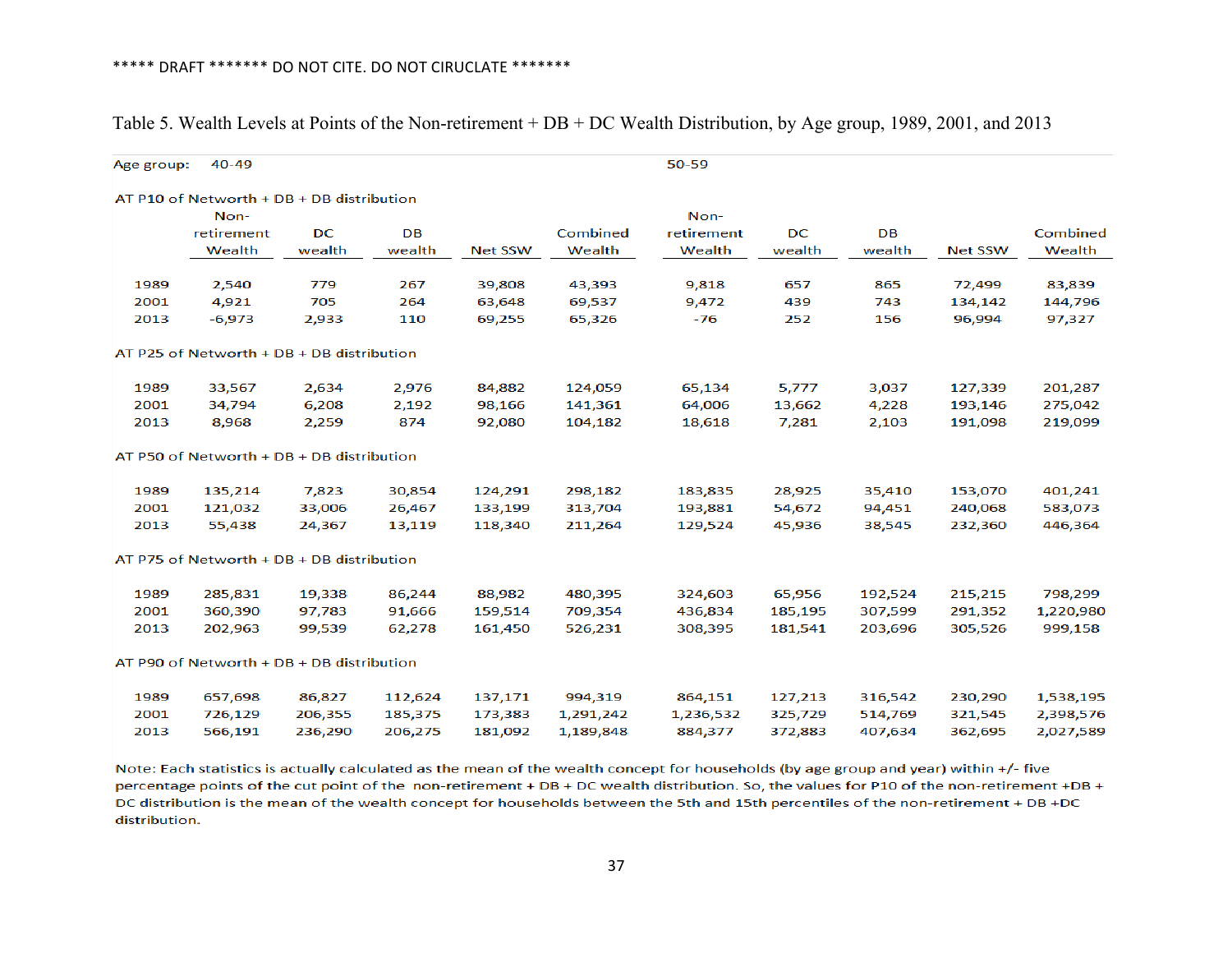***** DRAFT ******* DO NOT CITE. DO NOT CIRUCLATE *******

Table 5. Wealth Levels at Points of the Non-retirement + DB + DC Wealth Distribution, by Age group, 1989, 2001, and 2013

| Age group: | 40-49 | | | | | 50-59 | | | | |
|---|---|---|---|---|---|---|---|---|---|---|
| **AT P10 of Networth + DB + DB distribution** | | | | | | | | | | |
| | Non-retirement Wealth | DC wealth | DB wealth | Net SSW | Combined Wealth | Non-retirement Wealth | DC wealth | DB wealth | Net SSW | Combined Wealth |
| 1989 | 2,540 | 779 | 267 | 39,808 | 43,393 | 9,818 | 657 | 865 | 72,499 | 83,839 |
| 2001 | 4,921 | 705 | 264 | 63,648 | 69,537 | 9,472 | 439 | 743 | 134,142 | 144,796 |
| 2013 | -6,973 | 2,933 | 110 | 69,255 | 65,326 | -76 | 252 | 156 | 96,994 | 97,327 |
| **AT P25 of Networth + DB + DB distribution** | | | | | | | | | | |
| 1989 | 33,567 | 2,634 | 2,976 | 84,882 | 124,059 | 65,134 | 5,777 | 3,037 | 127,339 | 201,287 |
| 2001 | 34,794 | 6,208 | 2,192 | 98,166 | 141,361 | 64,006 | 13,662 | 4,228 | 193,146 | 275,042 |
| 2013 | 8,968 | 2,259 | 874 | 92,080 | 104,182 | 18,618 | 7,281 | 2,103 | 191,098 | 219,099 |
| **AT P50 of Networth + DB + DB distribution** | | | | | | | | | | |
| 1989 | 135,214 | 7,823 | 30,854 | 124,291 | 298,182 | 183,835 | 28,925 | 35,410 | 153,070 | 401,241 |
| 2001 | 121,032 | 33,006 | 26,467 | 133,199 | 313,704 | 193,881 | 54,672 | 94,451 | 240,068 | 583,073 |
| 2013 | 55,438 | 24,367 | 13,119 | 118,340 | 211,264 | 129,524 | 45,936 | 38,545 | 232,360 | 446,364 |
| **AT P75 of Networth + DB + DB distribution** | | | | | | | | | | |
| 1989 | 285,831 | 19,338 | 86,244 | 88,982 | 480,395 | 324,603 | 65,956 | 192,524 | 215,215 | 798,299 |
| 2001 | 360,390 | 97,783 | 91,666 | 159,514 | 709,354 | 436,834 | 185,195 | 307,599 | 291,352 | 1,220,980 |
| 2013 | 202,963 | 99,539 | 62,278 | 161,450 | 526,231 | 308,395 | 181,541 | 203,696 | 305,526 | 999,158 |
| **AT P90 of Networth + DB + DB distribution** | | | | | | | | | | |
| 1989 | 657,698 | 86,827 | 112,624 | 137,171 | 994,319 | 864,151 | 127,213 | 316,542 | 230,290 | 1,538,195 |
| 2001 | 726,129 | 206,355 | 185,375 | 173,383 | 1,291,242 | 1,236,532 | 325,729 | 514,769 | 321,545 | 2,398,576 |
| 2013 | 566,191 | 236,290 | 206,275 | 181,092 | 1,189,848 | 884,377 | 372,883 | 407,634 | 362,695 | 2,027,589 |

Note: Each statistics is actually calculated as the mean of the wealth concept for households (by age group and year) within +/- five percentage points of the cut point of the non-retirement + DB + DC wealth distribution. So, the values for P10 of the non-retirement +DB + DC distribution is the mean of the wealth concept for households between the 5th and 15th percentiles of the non-retirement + DB +DC distribution.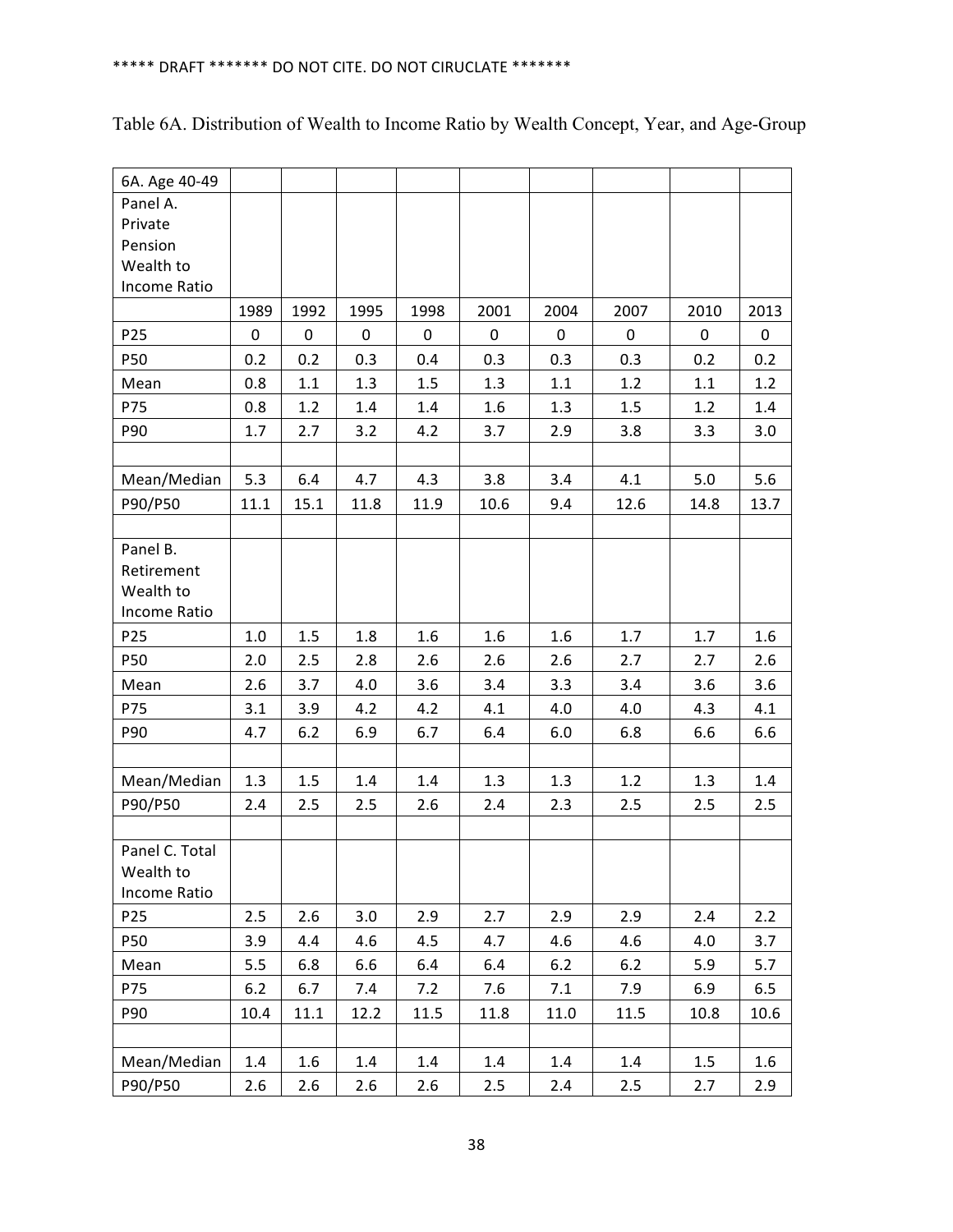***** DRAFT ******* DO NOT CITE. DO NOT CIRUCLATE *******

Table 6A. Distribution of Wealth to Income Ratio by Wealth Concept, Year, and Age-Group

| 6A. Age 40-49 | | | | | | | | | |
|---|---|---|---|---|---|---|---|---|---|
| Panel A. Private Pension Wealth to Income Ratio | | | | | | | | | |
| | 1989 | 1992 | 1995 | 1998 | 2001 | 2004 | 2007 | 2010 | 2013 |
| P25 | 0 | 0 | 0 | 0 | 0 | 0 | 0 | 0 | 0 |
| P50 | 0.2 | 0.2 | 0.3 | 0.4 | 0.3 | 0.3 | 0.3 | 0.2 | 0.2 |
| Mean | 0.8 | 1.1 | 1.3 | 1.5 | 1.3 | 1.1 | 1.2 | 1.1 | 1.2 |
| P75 | 0.8 | 1.2 | 1.4 | 1.4 | 1.6 | 1.3 | 1.5 | 1.2 | 1.4 |
| P90 | 1.7 | 2.7 | 3.2 | 4.2 | 3.7 | 2.9 | 3.8 | 3.3 | 3.0 |
| | | | | | | | | | |
| Mean/Median | 5.3 | 6.4 | 4.7 | 4.3 | 3.8 | 3.4 | 4.1 | 5.0 | 5.6 |
| P90/P50 | 11.1 | 15.1 | 11.8 | 11.9 | 10.6 | 9.4 | 12.6 | 14.8 | 13.7 |
| | | | | | | | | | |
| Panel B. Retirement Wealth to Income Ratio | | | | | | | | | |
| P25 | 1.0 | 1.5 | 1.8 | 1.6 | 1.6 | 1.6 | 1.7 | 1.7 | 1.6 |
| P50 | 2.0 | 2.5 | 2.8 | 2.6 | 2.6 | 2.6 | 2.7 | 2.7 | 2.6 |
| Mean | 2.6 | 3.7 | 4.0 | 3.6 | 3.4 | 3.3 | 3.4 | 3.6 | 3.6 |
| P75 | 3.1 | 3.9 | 4.2 | 4.2 | 4.1 | 4.0 | 4.0 | 4.3 | 4.1 |
| P90 | 4.7 | 6.2 | 6.9 | 6.7 | 6.4 | 6.0 | 6.8 | 6.6 | 6.6 |
| | | | | | | | | | |
| Mean/Median | 1.3 | 1.5 | 1.4 | 1.4 | 1.3 | 1.3 | 1.2 | 1.3 | 1.4 |
| P90/P50 | 2.4 | 2.5 | 2.5 | 2.6 | 2.4 | 2.3 | 2.5 | 2.5 | 2.5 |
| | | | | | | | | | |
| Panel C. Total Wealth to Income Ratio | | | | | | | | | |
| P25 | 2.5 | 2.6 | 3.0 | 2.9 | 2.7 | 2.9 | 2.9 | 2.4 | 2.2 |
| P50 | 3.9 | 4.4 | 4.6 | 4.5 | 4.7 | 4.6 | 4.6 | 4.0 | 3.7 |
| Mean | 5.5 | 6.8 | 6.6 | 6.4 | 6.4 | 6.2 | 6.2 | 5.9 | 5.7 |
| P75 | 6.2 | 6.7 | 7.4 | 7.2 | 7.6 | 7.1 | 7.9 | 6.9 | 6.5 |
| P90 | 10.4 | 11.1 | 12.2 | 11.5 | 11.8 | 11.0 | 11.5 | 10.8 | 10.6 |
| | | | | | | | | | |
| Mean/Median | 1.4 | 1.6 | 1.4 | 1.4 | 1.4 | 1.4 | 1.4 | 1.5 | 1.6 |
| P90/P50 | 2.6 | 2.6 | 2.6 | 2.6 | 2.5 | 2.4 | 2.5 | 2.7 | 2.9 |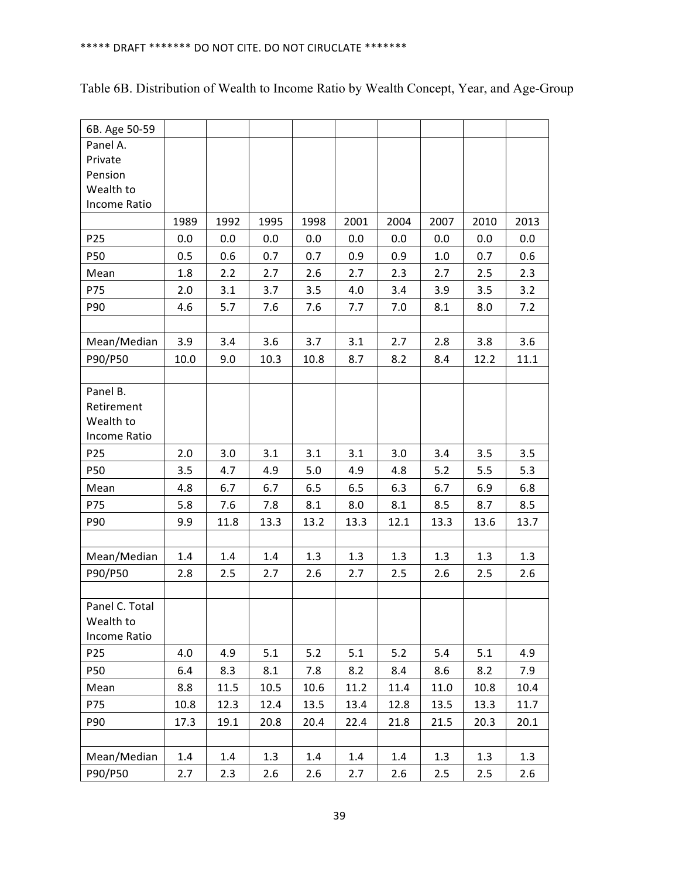***** DRAFT ******* DO NOT CITE. DO NOT CIRUCLATE *******

Table 6B. Distribution of Wealth to Income Ratio by Wealth Concept, Year, and Age-Group

| 6B. Age 50-59 | | | | | | | | | |
|---|---|---|---|---|---|---|---|---|---|
| Panel A. Private Pension Wealth to Income Ratio | | | | | | | | | |
| | 1989 | 1992 | 1995 | 1998 | 2001 | 2004 | 2007 | 2010 | 2013 |
| P25 | 0.0 | 0.0 | 0.0 | 0.0 | 0.0 | 0.0 | 0.0 | 0.0 | 0.0 |
| P50 | 0.5 | 0.6 | 0.7 | 0.7 | 0.9 | 0.9 | 1.0 | 0.7 | 0.6 |
| Mean | 1.8 | 2.2 | 2.7 | 2.6 | 2.7 | 2.3 | 2.7 | 2.5 | 2.3 |
| P75 | 2.0 | 3.1 | 3.7 | 3.5 | 4.0 | 3.4 | 3.9 | 3.5 | 3.2 |
| P90 | 4.6 | 5.7 | 7.6 | 7.6 | 7.7 | 7.0 | 8.1 | 8.0 | 7.2 |
| | | | | | | | | | |
| Mean/Median | 3.9 | 3.4 | 3.6 | 3.7 | 3.1 | 2.7 | 2.8 | 3.8 | 3.6 |
| P90/P50 | 10.0 | 9.0 | 10.3 | 10.8 | 8.7 | 8.2 | 8.4 | 12.2 | 11.1 |
| | | | | | | | | | |
| Panel B. Retirement Wealth to Income Ratio | | | | | | | | | |
| P25 | 2.0 | 3.0 | 3.1 | 3.1 | 3.1 | 3.0 | 3.4 | 3.5 | 3.5 |
| P50 | 3.5 | 4.7 | 4.9 | 5.0 | 4.9 | 4.8 | 5.2 | 5.5 | 5.3 |
| Mean | 4.8 | 6.7 | 6.7 | 6.5 | 6.5 | 6.3 | 6.7 | 6.9 | 6.8 |
| P75 | 5.8 | 7.6 | 7.8 | 8.1 | 8.0 | 8.1 | 8.5 | 8.7 | 8.5 |
| P90 | 9.9 | 11.8 | 13.3 | 13.2 | 13.3 | 12.1 | 13.3 | 13.6 | 13.7 |
| | | | | | | | | | |
| Mean/Median | 1.4 | 1.4 | 1.4 | 1.3 | 1.3 | 1.3 | 1.3 | 1.3 | 1.3 |
| P90/P50 | 2.8 | 2.5 | 2.7 | 2.6 | 2.7 | 2.5 | 2.6 | 2.5 | 2.6 |
| | | | | | | | | | |
| Panel C. Total Wealth to Income Ratio | | | | | | | | | |
| P25 | 4.0 | 4.9 | 5.1 | 5.2 | 5.1 | 5.2 | 5.4 | 5.1 | 4.9 |
| P50 | 6.4 | 8.3 | 8.1 | 7.8 | 8.2 | 8.4 | 8.6 | 8.2 | 7.9 |
| Mean | 8.8 | 11.5 | 10.5 | 10.6 | 11.2 | 11.4 | 11.0 | 10.8 | 10.4 |
| P75 | 10.8 | 12.3 | 12.4 | 13.5 | 13.4 | 12.8 | 13.5 | 13.3 | 11.7 |
| P90 | 17.3 | 19.1 | 20.8 | 20.4 | 22.4 | 21.8 | 21.5 | 20.3 | 20.1 |
| | | | | | | | | | |
| Mean/Median | 1.4 | 1.4 | 1.3 | 1.4 | 1.4 | 1.4 | 1.3 | 1.3 | 1.3 |
| P90/P50 | 2.7 | 2.3 | 2.6 | 2.6 | 2.7 | 2.6 | 2.5 | 2.5 | 2.6 |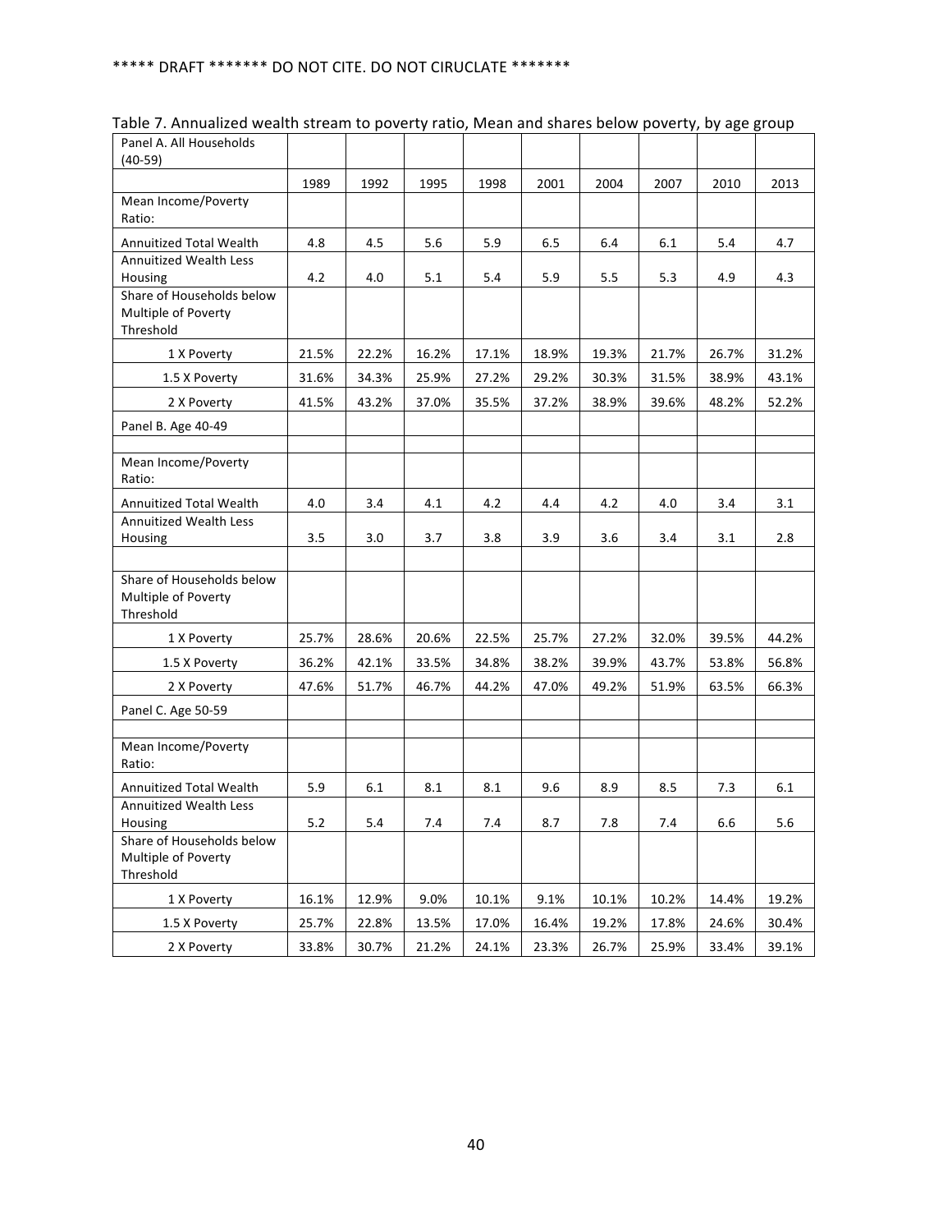***** DRAFT ******* DO NOT CITE. DO NOT CIRUCLATE *******

Table 7. Annualized wealth stream to poverty ratio, Mean and shares below poverty, by age group

| Panel A. All Households (40-59) | | | | | | | | | |
|---|---|---|---|---|---|---|---|---|---|
| | 1989 | 1992 | 1995 | 1998 | 2001 | 2004 | 2007 | 2010 | 2013 |
| Mean Income/Poverty Ratio: | | | | | | | | | |
| Annuitized Total Wealth | 4.8 | 4.5 | 5.6 | 5.9 | 6.5 | 6.4 | 6.1 | 5.4 | 4.7 |
| Annuitized Wealth Less Housing | 4.2 | 4.0 | 5.1 | 5.4 | 5.9 | 5.5 | 5.3 | 4.9 | 4.3 |
| Share of Households below Multiple of Poverty Threshold | | | | | | | | | |
| 1 X Poverty | 21.5% | 22.2% | 16.2% | 17.1% | 18.9% | 19.3% | 21.7% | 26.7% | 31.2% |
| 1.5 X Poverty | 31.6% | 34.3% | 25.9% | 27.2% | 29.2% | 30.3% | 31.5% | 38.9% | 43.1% |
| 2 X Poverty | 41.5% | 43.2% | 37.0% | 35.5% | 37.2% | 38.9% | 39.6% | 48.2% | 52.2% |
| Panel B. Age 40-49 | | | | | | | | | |
| | | | | | | | | | |
| Mean Income/Poverty Ratio: | | | | | | | | | |
| Annuitized Total Wealth | 4.0 | 3.4 | 4.1 | 4.2 | 4.4 | 4.2 | 4.0 | 3.4 | 3.1 |
| Annuitized Wealth Less Housing | 3.5 | 3.0 | 3.7 | 3.8 | 3.9 | 3.6 | 3.4 | 3.1 | 2.8 |
| | | | | | | | | | |
| Share of Households below Multiple of Poverty Threshold | | | | | | | | | |
| 1 X Poverty | 25.7% | 28.6% | 20.6% | 22.5% | 25.7% | 27.2% | 32.0% | 39.5% | 44.2% |
| 1.5 X Poverty | 36.2% | 42.1% | 33.5% | 34.8% | 38.2% | 39.9% | 43.7% | 53.8% | 56.8% |
| 2 X Poverty | 47.6% | 51.7% | 46.7% | 44.2% | 47.0% | 49.2% | 51.9% | 63.5% | 66.3% |
| Panel C. Age 50-59 | | | | | | | | | |
| | | | | | | | | | |
| Mean Income/Poverty Ratio: | | | | | | | | | |
| Annuitized Total Wealth | 5.9 | 6.1 | 8.1 | 8.1 | 9.6 | 8.9 | 8.5 | 7.3 | 6.1 |
| Annuitized Wealth Less Housing | 5.2 | 5.4 | 7.4 | 7.4 | 8.7 | 7.8 | 7.4 | 6.6 | 5.6 |
| Share of Households below Multiple of Poverty Threshold | | | | | | | | | |
| 1 X Poverty | 16.1% | 12.9% | 9.0% | 10.1% | 9.1% | 10.1% | 10.2% | 14.4% | 19.2% |
| 1.5 X Poverty | 25.7% | 22.8% | 13.5% | 17.0% | 16.4% | 19.2% | 17.8% | 24.6% | 30.4% |
| 2 X Poverty | 33.8% | 30.7% | 21.2% | 24.1% | 23.3% | 26.7% | 25.9% | 33.4% | 39.1% |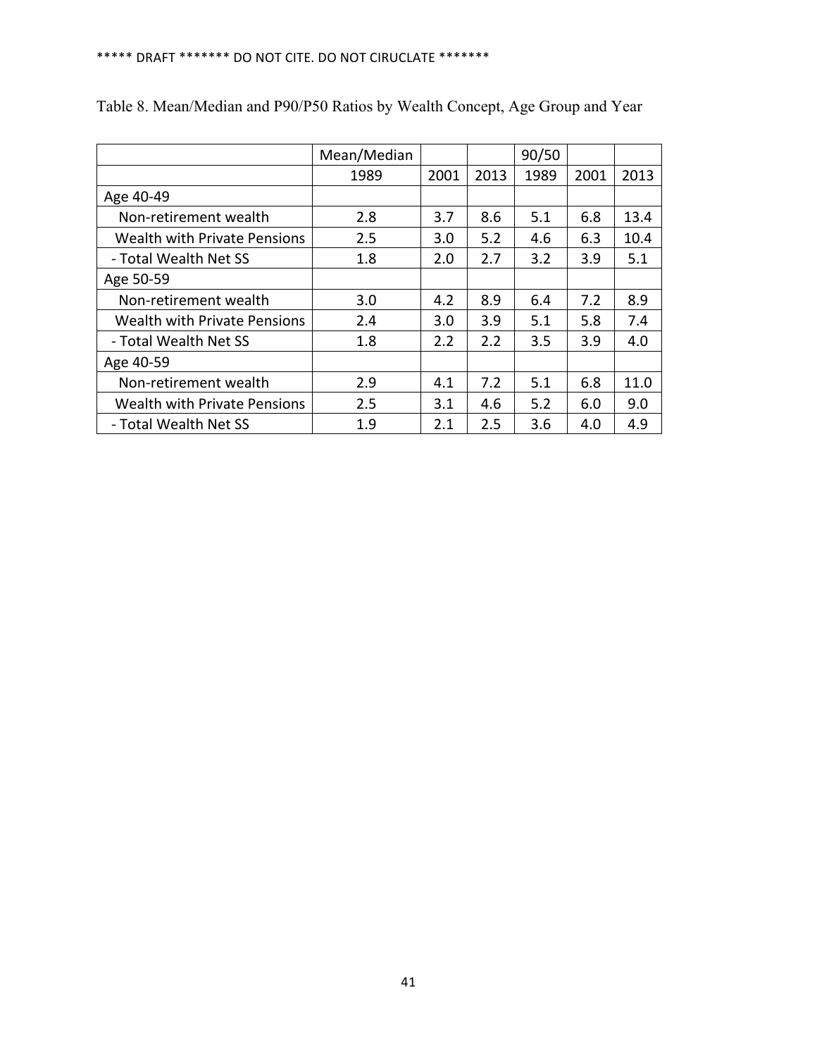***** DRAFT ******* DO NOT CITE. DO NOT CIRUCLATE *******

Table 8. Mean/Median and P90/P50 Ratios by Wealth Concept, Age Group and Year

| | Mean/Median | | | 90/50 | | |
|---|---|---|---|---|---|---|
| | 1989 | 2001 | 2013 | 1989 | 2001 | 2013 |
| Age 40-49 | | | | | | |
| Non-retirement wealth | 2.8 | 3.7 | 8.6 | 5.1 | 6.8 | 13.4 |
| Wealth with Private Pensions | 2.5 | 3.0 | 5.2 | 4.6 | 6.3 | 10.4 |
| - Total Wealth Net SS | 1.8 | 2.0 | 2.7 | 3.2 | 3.9 | 5.1 |
| Age 50-59 | | | | | | |
| Non-retirement wealth | 3.0 | 4.2 | 8.9 | 6.4 | 7.2 | 8.9 |
| Wealth with Private Pensions | 2.4 | 3.0 | 3.9 | 5.1 | 5.8 | 7.4 |
| - Total Wealth Net SS | 1.8 | 2.2 | 2.2 | 3.5 | 3.9 | 4.0 |
| Age 40-59 | | | | | | |
| Non-retirement wealth | 2.9 | 4.1 | 7.2 | 5.1 | 6.8 | 11.0 |
| Wealth with Private Pensions | 2.5 | 3.1 | 4.6 | 5.2 | 6.0 | 9.0 |
| - Total Wealth Net SS | 1.9 | 2.1 | 2.5 | 3.6 | 4.0 | 4.9 |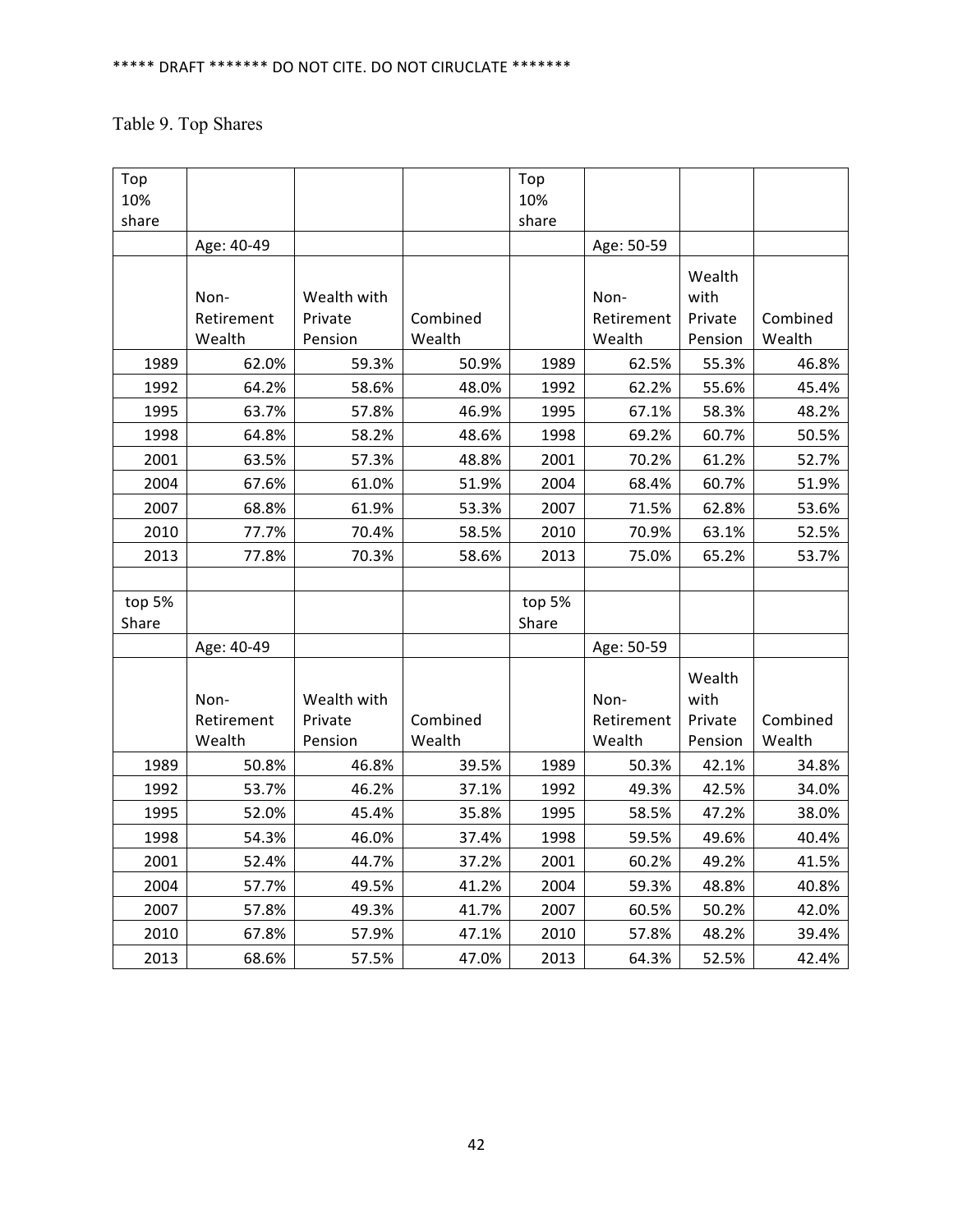***** DRAFT ******* DO NOT CITE. DO NOT CIRUCLATE *******

Table 9. Top Shares

| Top 10% share | | | | Top 10% share | | | |
|---|---|---|---|---|---|---|---|
| | Age: 40-49 | | | | Age: 50-59 | | |
| | Non-Retirement Wealth | Wealth with Private Pension | Combined Wealth | | Non-Retirement Wealth | Wealth with Private Pension | Combined Wealth |
| 1989 | 62.0% | 59.3% | 50.9% | 1989 | 62.5% | 55.3% | 46.8% |
| 1992 | 64.2% | 58.6% | 48.0% | 1992 | 62.2% | 55.6% | 45.4% |
| 1995 | 63.7% | 57.8% | 46.9% | 1995 | 67.1% | 58.3% | 48.2% |
| 1998 | 64.8% | 58.2% | 48.6% | 1998 | 69.2% | 60.7% | 50.5% |
| 2001 | 63.5% | 57.3% | 48.8% | 2001 | 70.2% | 61.2% | 52.7% |
| 2004 | 67.6% | 61.0% | 51.9% | 2004 | 68.4% | 60.7% | 51.9% |
| 2007 | 68.8% | 61.9% | 53.3% | 2007 | 71.5% | 62.8% | 53.6% |
| 2010 | 77.7% | 70.4% | 58.5% | 2010 | 70.9% | 63.1% | 52.5% |
| 2013 | 77.8% | 70.3% | 58.6% | 2013 | 75.0% | 65.2% | 53.7% |
| | | | | | | | |
| top 5% Share | | | | top 5% Share | | | |
| | Age: 40-49 | | | | Age: 50-59 | | |
| | Non-Retirement Wealth | Wealth with Private Pension | Combined Wealth | | Non-Retirement Wealth | Wealth with Private Pension | Combined Wealth |
| 1989 | 50.8% | 46.8% | 39.5% | 1989 | 50.3% | 42.1% | 34.8% |
| 1992 | 53.7% | 46.2% | 37.1% | 1992 | 49.3% | 42.5% | 34.0% |
| 1995 | 52.0% | 45.4% | 35.8% | 1995 | 58.5% | 47.2% | 38.0% |
| 1998 | 54.3% | 46.0% | 37.4% | 1998 | 59.5% | 49.6% | 40.4% |
| 2001 | 52.4% | 44.7% | 37.2% | 2001 | 60.2% | 49.2% | 41.5% |
| 2004 | 57.7% | 49.5% | 41.2% | 2004 | 59.3% | 48.8% | 40.8% |
| 2007 | 57.8% | 49.3% | 41.7% | 2007 | 60.5% | 50.2% | 42.0% |
| 2010 | 67.8% | 57.9% | 47.1% | 2010 | 57.8% | 48.2% | 39.4% |
| 2013 | 68.6% | 57.5% | 47.0% | 2013 | 64.3% | 52.5% | 42.4% |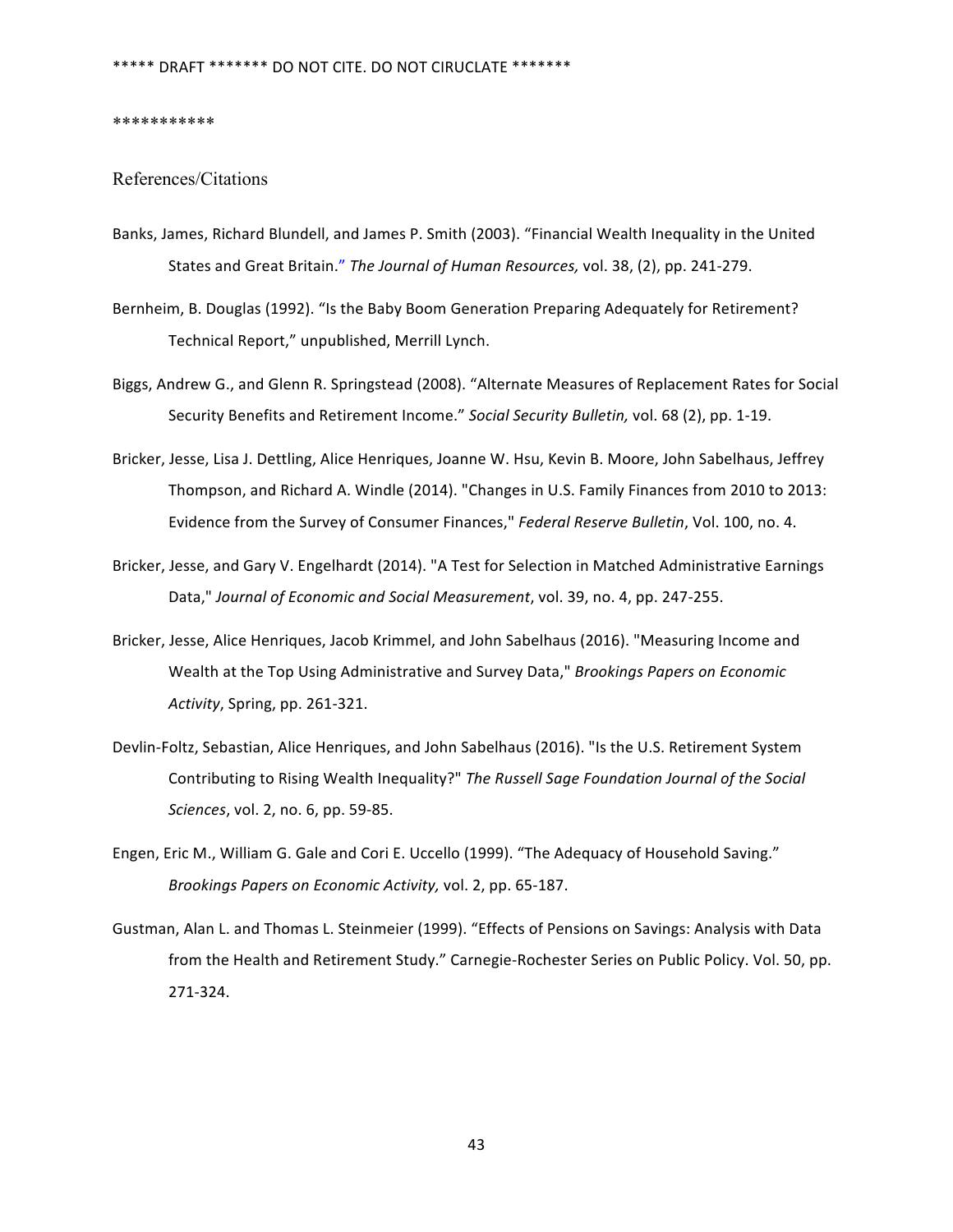***** DRAFT ******* DO NOT CITE. DO NOT CIRUCLATE *******

***********

References/Citations

Banks, James, Richard Blundell, and James P. Smith (2003). "Financial Wealth Inequality in the United States and Great Britain." *The Journal of Human Resources,* vol. 38, (2), pp. 241-279.

Bernheim, B. Douglas (1992). "Is the Baby Boom Generation Preparing Adequately for Retirement? Technical Report," unpublished, Merrill Lynch.

Biggs, Andrew G., and Glenn R. Springstead (2008). "Alternate Measures of Replacement Rates for Social Security Benefits and Retirement Income." *Social Security Bulletin,* vol. 68 (2), pp. 1-19.

Bricker, Jesse, Lisa J. Dettling, Alice Henriques, Joanne W. Hsu, Kevin B. Moore, John Sabelhaus, Jeffrey Thompson, and Richard A. Windle (2014). "Changes in U.S. Family Finances from 2010 to 2013: Evidence from the Survey of Consumer Finances," *Federal Reserve Bulletin*, Vol. 100, no. 4.

Bricker, Jesse, and Gary V. Engelhardt (2014). "A Test for Selection in Matched Administrative Earnings Data," *Journal of Economic and Social Measurement*, vol. 39, no. 4, pp. 247-255.

Bricker, Jesse, Alice Henriques, Jacob Krimmel, and John Sabelhaus (2016). "Measuring Income and Wealth at the Top Using Administrative and Survey Data," *Brookings Papers on Economic Activity*, Spring, pp. 261-321.

Devlin-Foltz, Sebastian, Alice Henriques, and John Sabelhaus (2016). "Is the U.S. Retirement System Contributing to Rising Wealth Inequality?" *The Russell Sage Foundation Journal of the Social Sciences*, vol. 2, no. 6, pp. 59-85.

Engen, Eric M., William G. Gale and Cori E. Uccello (1999). "The Adequacy of Household Saving." *Brookings Papers on Economic Activity,* vol. 2, pp. 65-187.

Gustman, Alan L. and Thomas L. Steinmeier (1999). "Effects of Pensions on Savings: Analysis with Data from the Health and Retirement Study." Carnegie-Rochester Series on Public Policy. Vol. 50, pp. 271-324.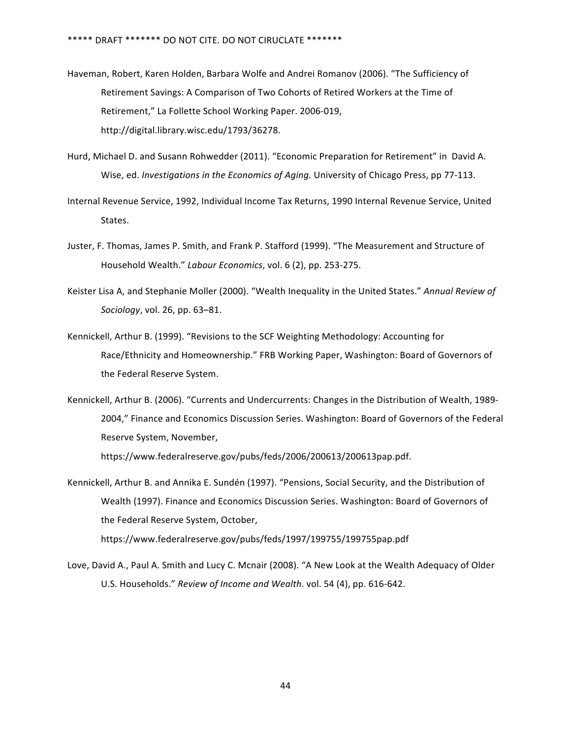Haveman, Robert, Karen Holden, Barbara Wolfe and Andrei Romanov (2006). "The Sufficiency of Retirement Savings: A Comparison of Two Cohorts of Retired Workers at the Time of Retirement," La Follette School Working Paper. 2006-019, http://digital.library.wisc.edu/1793/36278.

Hurd, Michael D. and Susann Rohwedder (2011). "Economic Preparation for Retirement" in David A. Wise, ed. *Investigations in the Economics of Aging.* University of Chicago Press, pp 77-113.

Internal Revenue Service, 1992, Individual Income Tax Returns, 1990 Internal Revenue Service, United States.

Juster, F. Thomas, James P. Smith, and Frank P. Stafford (1999). "The Measurement and Structure of Household Wealth." *Labour Economics*, vol. 6 (2), pp. 253-275.

Keister Lisa A, and Stephanie Moller (2000). "Wealth Inequality in the United States." *Annual Review of Sociology*, vol. 26, pp. 63–81.

Kennickell, Arthur B. (1999). "Revisions to the SCF Weighting Methodology: Accounting for Race/Ethnicity and Homeownership." FRB Working Paper, Washington: Board of Governors of the Federal Reserve System.

Kennickell, Arthur B. (2006). "Currents and Undercurrents: Changes in the Distribution of Wealth, 1989-2004," Finance and Economics Discussion Series. Washington: Board of Governors of the Federal Reserve System, November, https://www.federalreserve.gov/pubs/feds/2006/200613/200613pap.pdf.

Kennickell, Arthur B. and Annika E. Sundén (1997). "Pensions, Social Security, and the Distribution of Wealth (1997). Finance and Economics Discussion Series. Washington: Board of Governors of the Federal Reserve System, October, https://www.federalreserve.gov/pubs/feds/1997/199755/199755pap.pdf

Love, David A., Paul A. Smith and Lucy C. Mcnair (2008). "A New Look at the Wealth Adequacy of Older U.S. Households." *Review of Income and Wealth*. vol. 54 (4), pp. 616-642.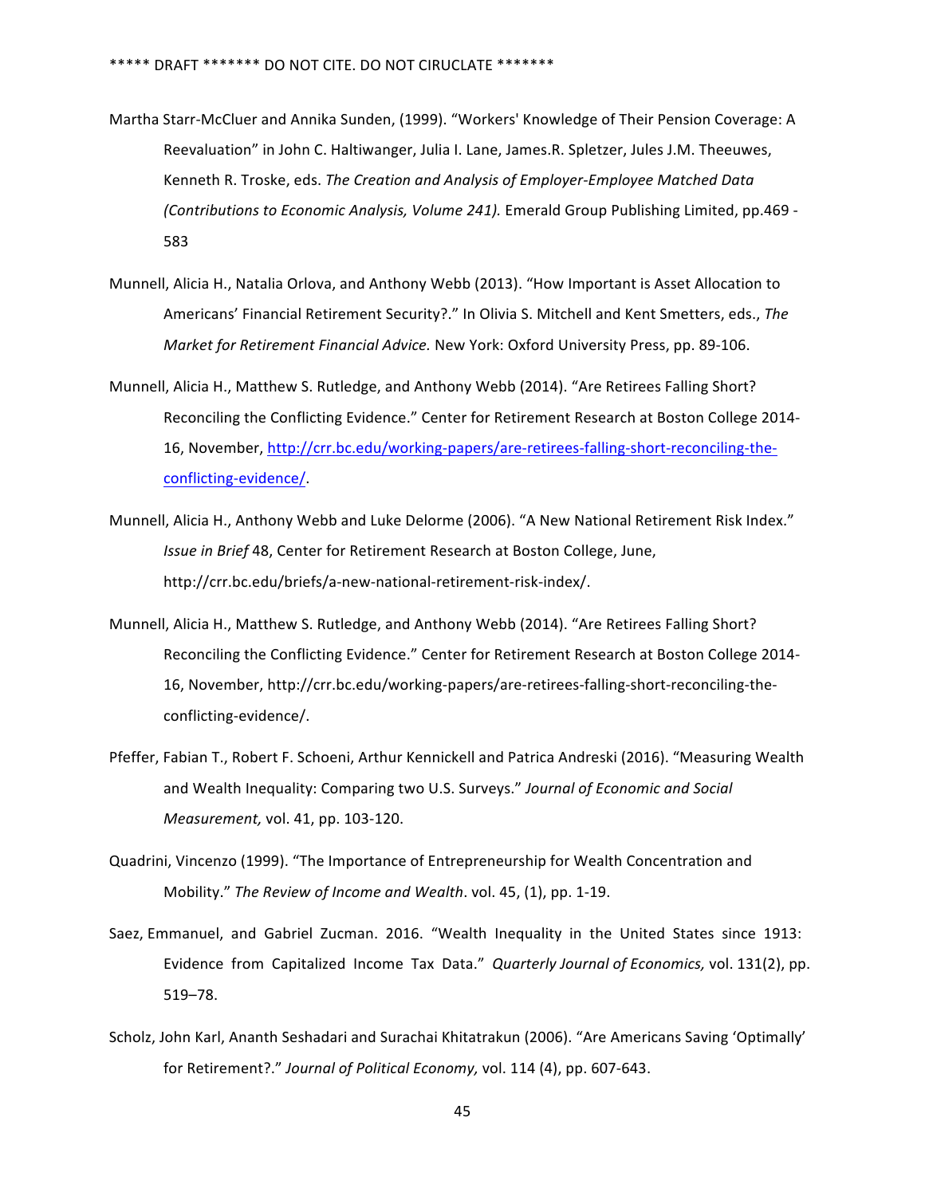Martha Starr-McCluer and Annika Sunden, (1999). "Workers' Knowledge of Their Pension Coverage: A Reevaluation" in John C. Haltiwanger, Julia I. Lane, James.R. Spletzer, Jules J.M. Theeuwes, Kenneth R. Troske, eds. *The Creation and Analysis of Employer-Employee Matched Data (Contributions to Economic Analysis, Volume 241).* Emerald Group Publishing Limited, pp.469 - 583

Munnell, Alicia H., Natalia Orlova, and Anthony Webb (2013). "How Important is Asset Allocation to Americans' Financial Retirement Security?." In Olivia S. Mitchell and Kent Smetters, eds., *The Market for Retirement Financial Advice.* New York: Oxford University Press, pp. 89-106.

Munnell, Alicia H., Matthew S. Rutledge, and Anthony Webb (2014). "Are Retirees Falling Short? Reconciling the Conflicting Evidence." Center for Retirement Research at Boston College 2014-16, November, http://crr.bc.edu/working-papers/are-retirees-falling-short-reconciling-the-conflicting-evidence/.

Munnell, Alicia H., Anthony Webb and Luke Delorme (2006). "A New National Retirement Risk Index." *Issue in Brief* 48, Center for Retirement Research at Boston College, June, http://crr.bc.edu/briefs/a-new-national-retirement-risk-index/.

Munnell, Alicia H., Matthew S. Rutledge, and Anthony Webb (2014). "Are Retirees Falling Short? Reconciling the Conflicting Evidence." Center for Retirement Research at Boston College 2014-16, November, http://crr.bc.edu/working-papers/are-retirees-falling-short-reconciling-the-conflicting-evidence/.

Pfeffer, Fabian T., Robert F. Schoeni, Arthur Kennickell and Patrica Andreski (2016). "Measuring Wealth and Wealth Inequality: Comparing two U.S. Surveys." *Journal of Economic and Social Measurement,* vol. 41, pp. 103-120.

Quadrini, Vincenzo (1999). "The Importance of Entrepreneurship for Wealth Concentration and Mobility." *The Review of Income and Wealth*. vol. 45, (1), pp. 1-19.

Saez, Emmanuel, and Gabriel Zucman. 2016. "Wealth Inequality in the United States since 1913: Evidence from Capitalized Income Tax Data." *Quarterly Journal of Economics,* vol. 131(2), pp. 519–78.

Scholz, John Karl, Ananth Seshadari and Surachai Khitatrakun (2006). "Are Americans Saving 'Optimally' for Retirement?." *Journal of Political Economy,* vol. 114 (4), pp. 607-643.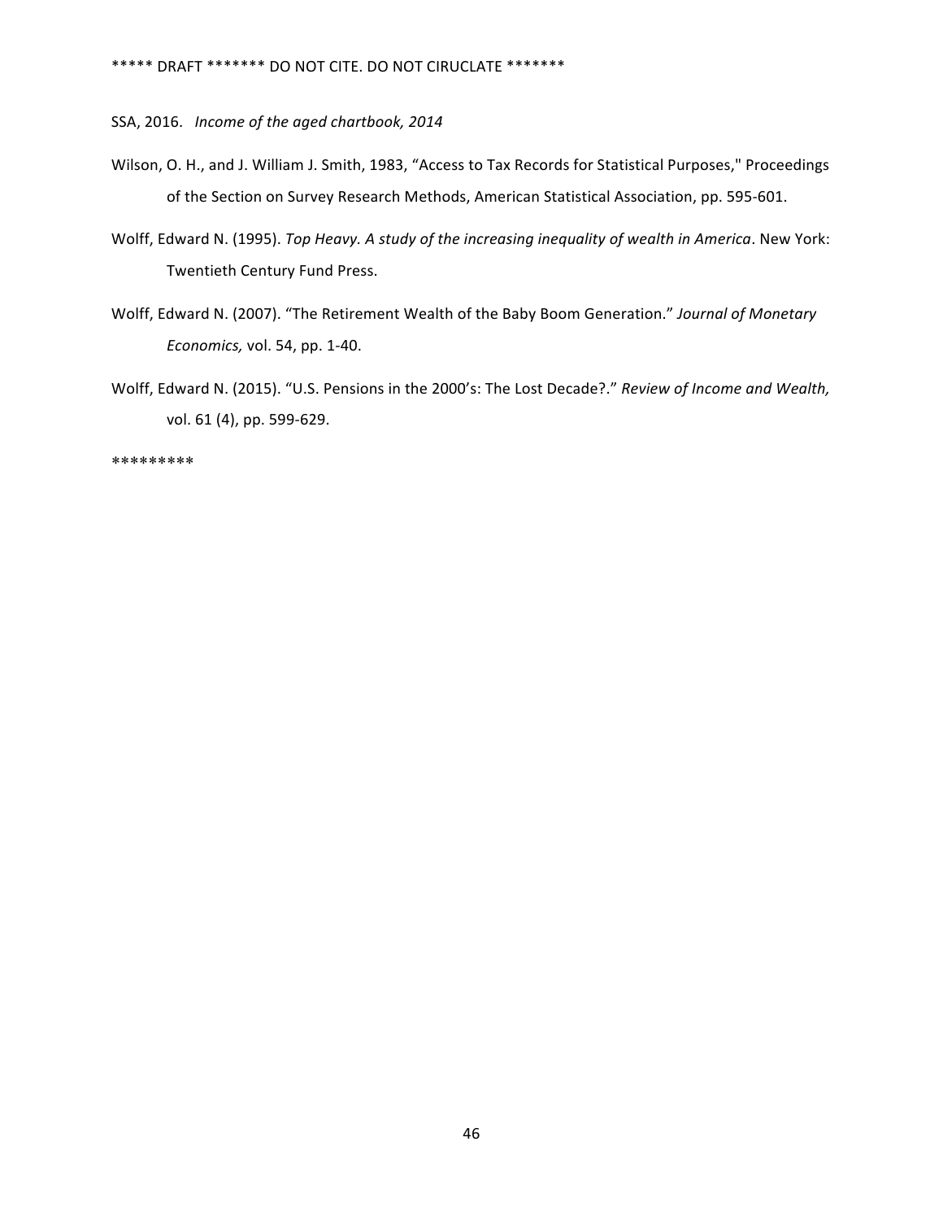SSA, 2016. *Income of the aged chartbook, 2014*

Wilson, O. H., and J. William J. Smith, 1983, "Access to Tax Records for Statistical Purposes," Proceedings of the Section on Survey Research Methods, American Statistical Association, pp. 595-601.

Wolff, Edward N. (1995). *Top Heavy. A study of the increasing inequality of wealth in America*. New York: Twentieth Century Fund Press.

Wolff, Edward N. (2007). "The Retirement Wealth of the Baby Boom Generation." *Journal of Monetary Economics,* vol. 54, pp. 1-40.

Wolff, Edward N. (2015). "U.S. Pensions in the 2000's: The Lost Decade?." *Review of Income and Wealth,* vol. 61 (4), pp. 599-629.

*********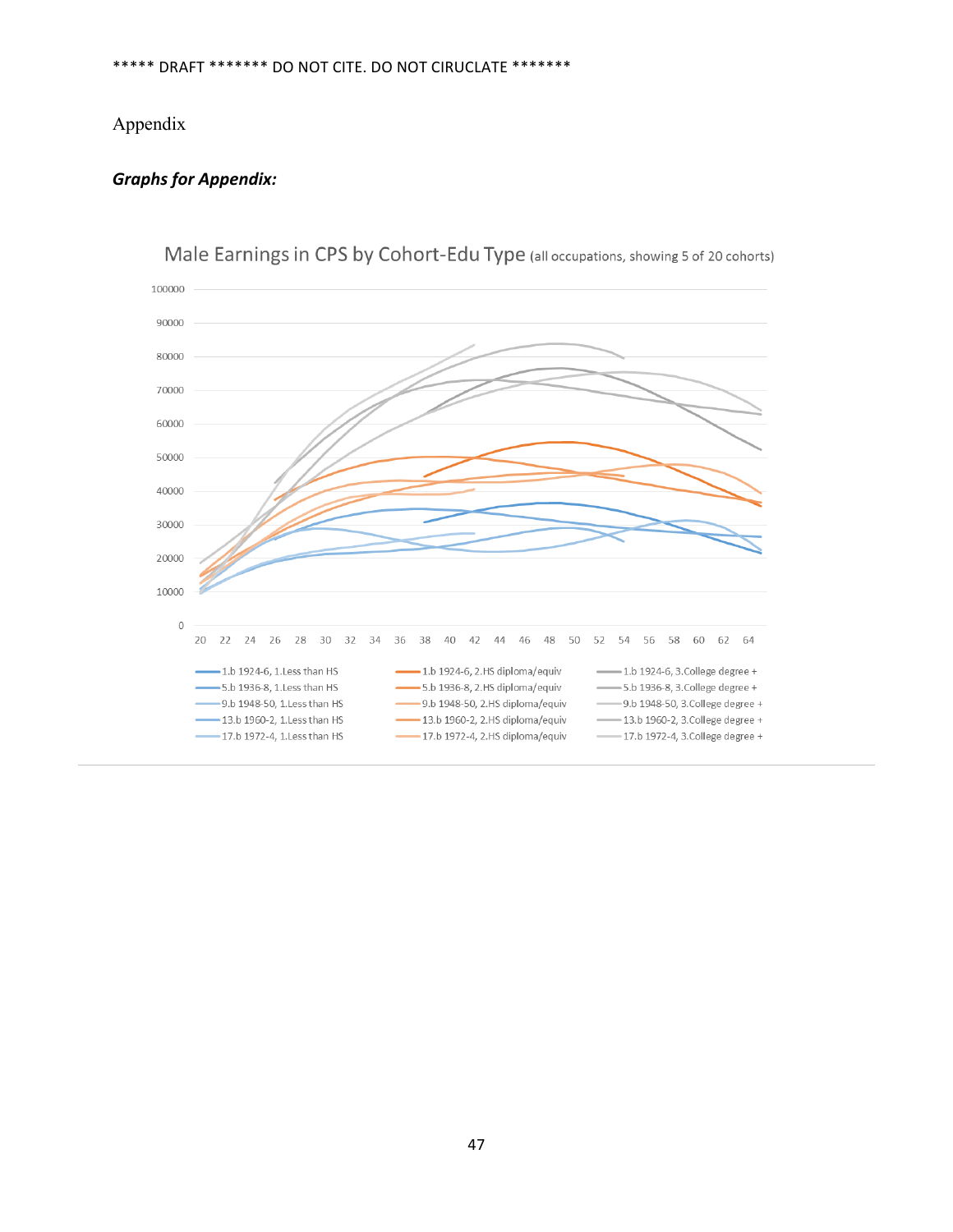Appendix

***Graphs for Appendix:***

Male Earnings in CPS by Cohort-Edu Type (all occupations, showing 5 of 20 cohorts)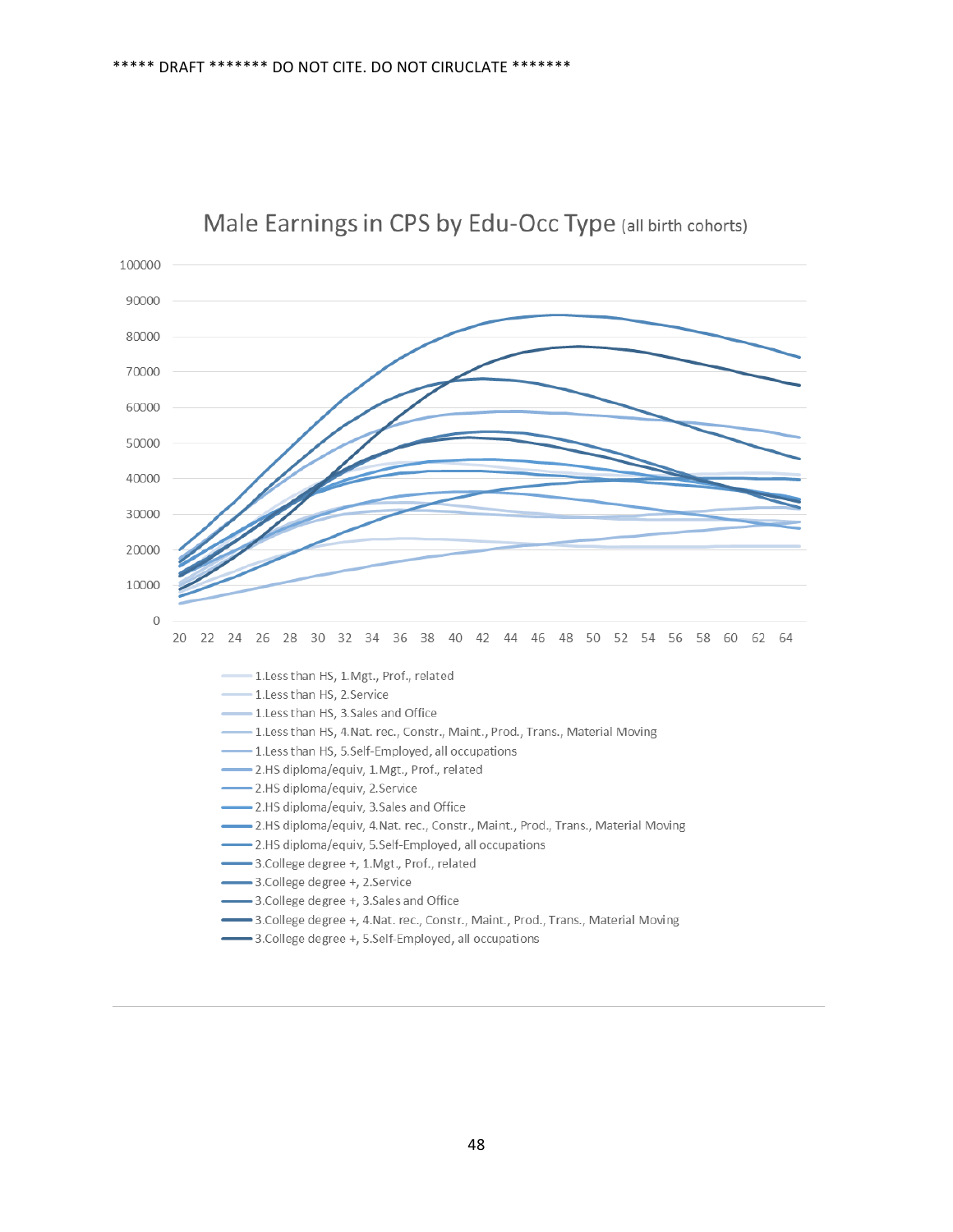***** DRAFT ******* DO NOT CITE. DO NOT CIRULCATE *******

Male Earnings in CPS by Edu-Occ Type (all birth cohorts)

100000
90000
80000
70000
60000
50000
40000
30000
20000
10000
0

20 22 24 26 28 30 32 34 36 38 40 42 44 46 48 50 52 54 56 58 60 62 64

- 1.Less than HS, 1.Mgt., Prof., related
- 1.Less than HS, 2.Service
- 1.Less than HS, 3.Sales and Office
- 1.Less than HS, 4.Nat. rec., Constr., Maint., Prod., Trans., Material Moving
- 1.Less than HS, 5.Self-Employed, all occupations
- 2.HS diploma/equiv, 1.Mgt., Prof., related
- 2.HS diploma/equiv, 2.Service
- 2.HS diploma/equiv, 3.Sales and Office
- 2.HS diploma/equiv, 4.Nat. rec., Constr., Maint., Prod., Trans., Material Moving
- 2.HS diploma/equiv, 5.Self-Employed, all occupations
- 3.College degree +, 1.Mgt., Prof., related
- 3.College degree +, 2.Service
- 3.College degree +, 3.Sales and Office
- 3.College degree +, 4.Nat. rec., Constr., Maint., Prod., Trans., Material Moving
- 3.College degree +, 5.Self-Employed, all occupations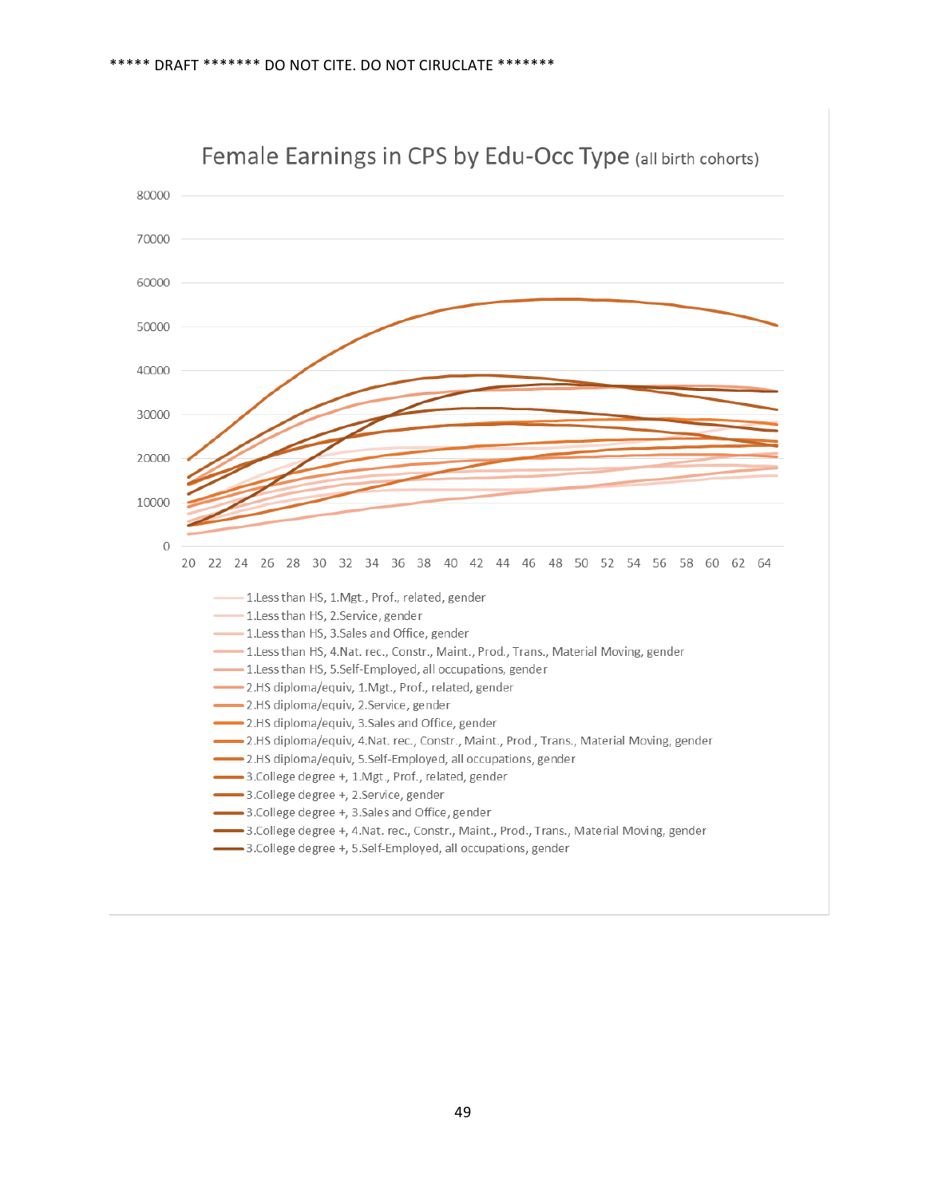Female Earnings in CPS by Edu-Occ Type (all birth cohorts)

80000
70000
60000
50000
40000
30000
20000
10000
0

20 22 24 26 28 30 32 34 36 38 40 42 44 46 48 50 52 54 56 58 60 62 64

1.Less than HS, 1.Mgt., Prof., related, gender
1.Less than HS, 2.Service, gender
1.Less than HS, 3.Sales and Office, gender
1.Less than HS, 4.Nat. rec., Constr., Maint., Prod., Trans., Material Moving, gender
1.Less than HS, 5.Self-Employed, all occupations, gender
2.HS diploma/equiv, 1.Mgt., Prof., related, gender
2.HS diploma/equiv, 2.Service, gender
2.HS diploma/equiv, 3.Sales and Office, gender
2.HS diploma/equiv, 4.Nat. rec., Constr., Maint., Prod., Trans., Material Moving, gender
2.HS diploma/equiv, 5.Self-Employed, all occupations, gender
3.College degree +, 1.Mgt., Prof., related, gender
3.College degree +, 2.Service, gender
3.College degree +, 3.Sales and Office, gender
3.College degree +, 4.Nat. rec., Constr., Maint., Prod., Trans., Material Moving, gender
3.College degree +, 5.Self-Employed, all occupations, gender